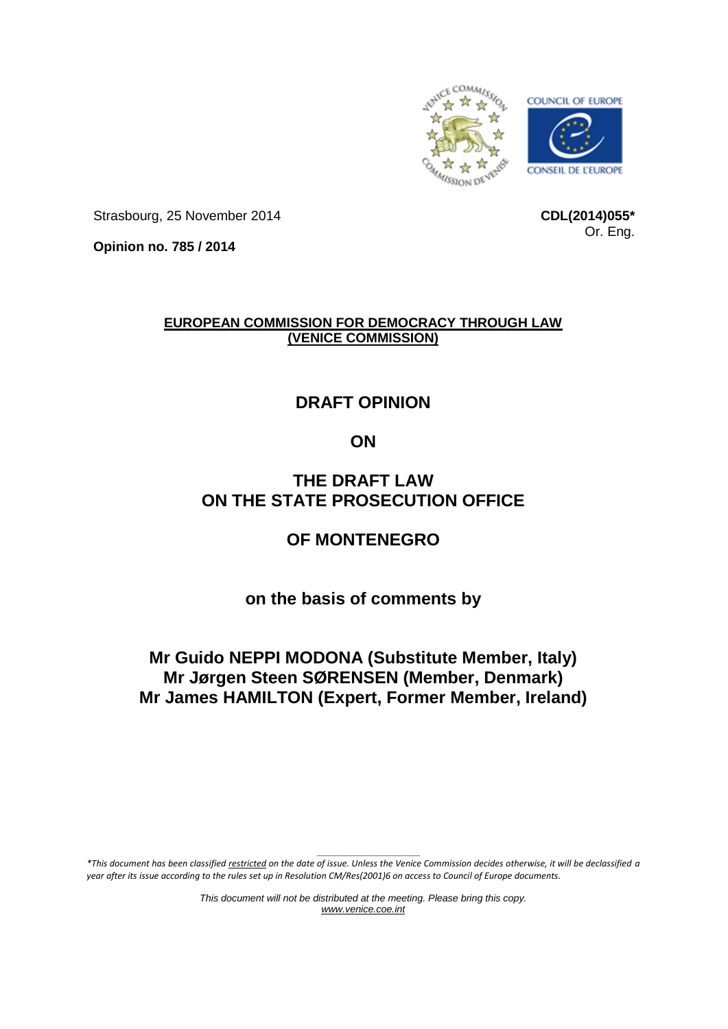Strasbourg, 25 November 2014

**CDL(2014)055***
Or. Eng.

**Opinion no. 785 / 2014**

**EUROPEAN COMMISSION FOR DEMOCRACY THROUGH LAW**
**(VENICE COMMISSION)**

# DRAFT OPINION

# ON

# THE DRAFT LAW
# ON THE STATE PROSECUTION OFFICE

# OF MONTENEGRO

**on the basis of comments by**

**Mr Guido NEPPI MODONA (Substitute Member, Italy)**
**Mr Jørgen Steen SØRENSEN (Member, Denmark)**
**Mr James HAMILTON (Expert, Former Member, Ireland)**

*\*This document has been classified restricted on the date of issue. Unless the Venice Commission decides otherwise, it will be declassified a year after its issue according to the rules set up in Resolution CM/Res(2001)6 on access to Council of Europe documents.*

*This document will not be distributed at the meeting. Please bring this copy.*
www.venice.coe.int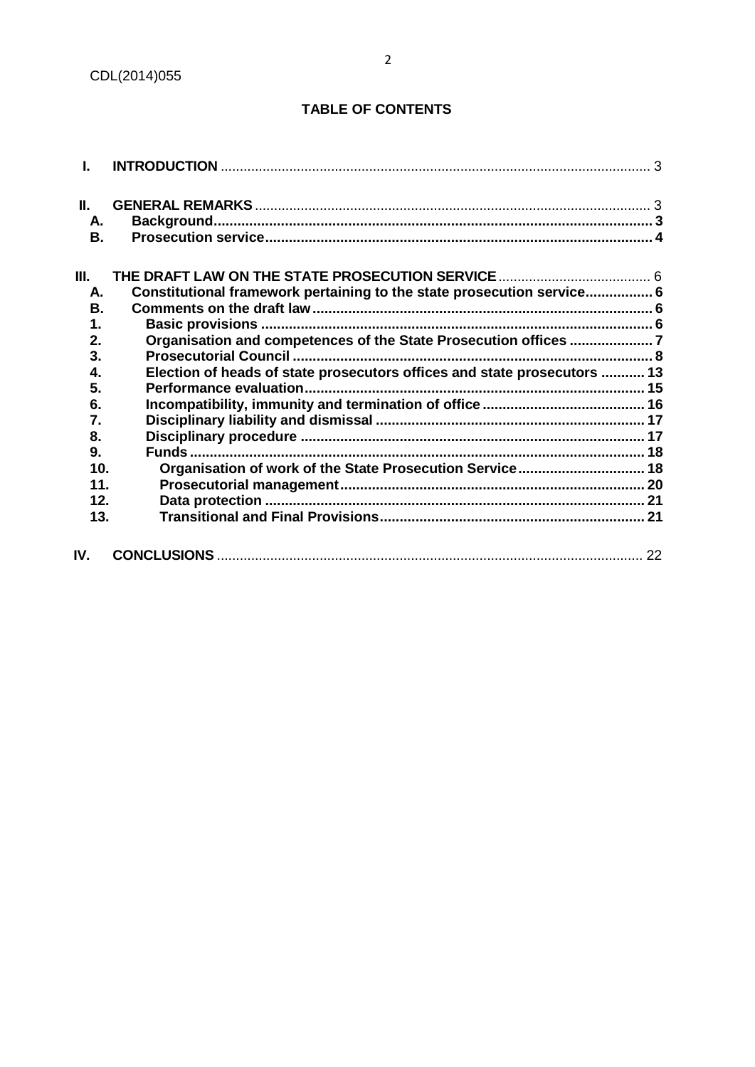**TABLE OF CONTENTS**

I. **INTRODUCTION** ........................................................................ 3

II. **GENERAL REMARKS** ........................................................................ 3
- A. **Background** ........................................................................ 3
- B. **Prosecution service** ........................................................................ 4

III. **THE DRAFT LAW ON THE STATE PROSECUTION SERVICE** ........................................ 6
- A. **Constitutional framework pertaining to the state prosecution service** ................. 6
- B. **Comments on the draft law** ........................................................................ 6
  1. **Basic provisions** ........................................................................ 6
  2. **Organisation and competences of the State Prosecution offices** ..................... 7
  3. **Prosecutorial Council** ........................................................................ 8
  4. **Election of heads of state prosecutors offices and state prosecutors** ........... 13
  5. **Performance evaluation** ........................................................................ 15
  6. **Incompatibility, immunity and termination of office** ......................................... 16
  7. **Disciplinary liability and dismissal** ........................................................................ 17
  8. **Disciplinary procedure** ........................................................................ 17
  9. **Funds** ........................................................................ 18
  10. **Organisation of work of the State Prosecution Service** ................................ 18
  11. **Prosecutorial management** ........................................................................ 20
  12. **Data protection** ........................................................................ 21
  13. **Transitional and Final Provisions** ........................................................................ 21

IV. **CONCLUSIONS** ........................................................................ 22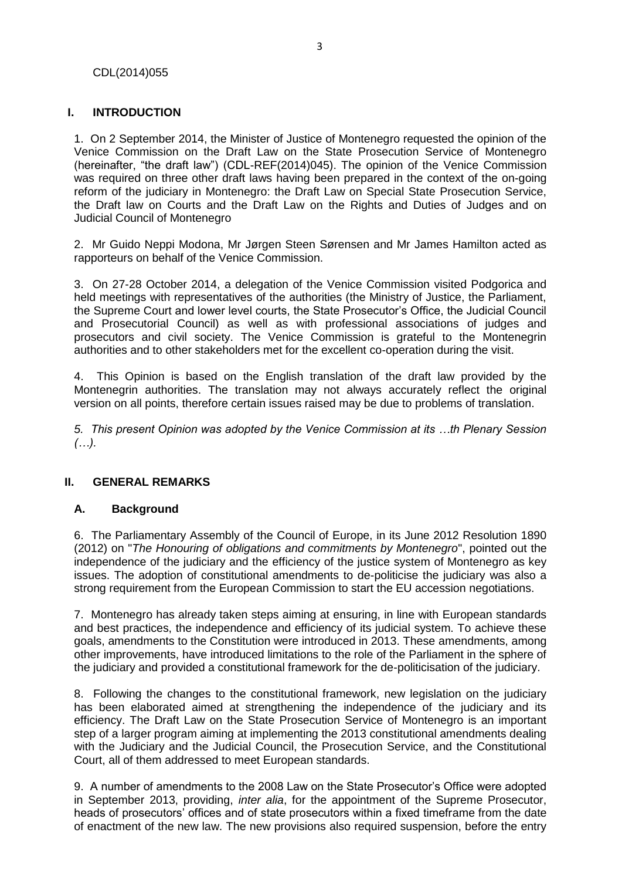CDL(2014)055

## I. INTRODUCTION

1. On 2 September 2014, the Minister of Justice of Montenegro requested the opinion of the Venice Commission on the Draft Law on the State Prosecution Service of Montenegro (hereinafter, "the draft law") (CDL-REF(2014)045). The opinion of the Venice Commission was required on three other draft laws having been prepared in the context of the on-going reform of the judiciary in Montenegro: the Draft Law on Special State Prosecution Service, the Draft law on Courts and the Draft Law on the Rights and Duties of Judges and on Judicial Council of Montenegro

2. Mr Guido Neppi Modona, Mr Jørgen Steen Sørensen and Mr James Hamilton acted as rapporteurs on behalf of the Venice Commission.

3. On 27-28 October 2014, a delegation of the Venice Commission visited Podgorica and held meetings with representatives of the authorities (the Ministry of Justice, the Parliament, the Supreme Court and lower level courts, the State Prosecutor's Office, the Judicial Council and Prosecutorial Council) as well as with professional associations of judges and prosecutors and civil society. The Venice Commission is grateful to the Montenegrin authorities and to other stakeholders met for the excellent co-operation during the visit.

4. This Opinion is based on the English translation of the draft law provided by the Montenegrin authorities. The translation may not always accurately reflect the original version on all points, therefore certain issues raised may be due to problems of translation.

*5. This present Opinion was adopted by the Venice Commission at its …th Plenary Session (…).*

## II. GENERAL REMARKS

### A. Background

6. The Parliamentary Assembly of the Council of Europe, in its June 2012 Resolution 1890 (2012) on "*The Honouring of obligations and commitments by Montenegro*", pointed out the independence of the judiciary and the efficiency of the justice system of Montenegro as key issues. The adoption of constitutional amendments to de-politicise the judiciary was also a strong requirement from the European Commission to start the EU accession negotiations.

7. Montenegro has already taken steps aiming at ensuring, in line with European standards and best practices, the independence and efficiency of its judicial system. To achieve these goals, amendments to the Constitution were introduced in 2013. These amendments, among other improvements, have introduced limitations to the role of the Parliament in the sphere of the judiciary and provided a constitutional framework for the de-politicisation of the judiciary.

8. Following the changes to the constitutional framework, new legislation on the judiciary has been elaborated aimed at strengthening the independence of the judiciary and its efficiency. The Draft Law on the State Prosecution Service of Montenegro is an important step of a larger program aiming at implementing the 2013 constitutional amendments dealing with the Judiciary and the Judicial Council, the Prosecution Service, and the Constitutional Court, all of them addressed to meet European standards.

9. A number of amendments to the 2008 Law on the State Prosecutor's Office were adopted in September 2013, providing, *inter alia*, for the appointment of the Supreme Prosecutor, heads of prosecutors' offices and of state prosecutors within a fixed timeframe from the date of enactment of the new law. The new provisions also required suspension, before the entry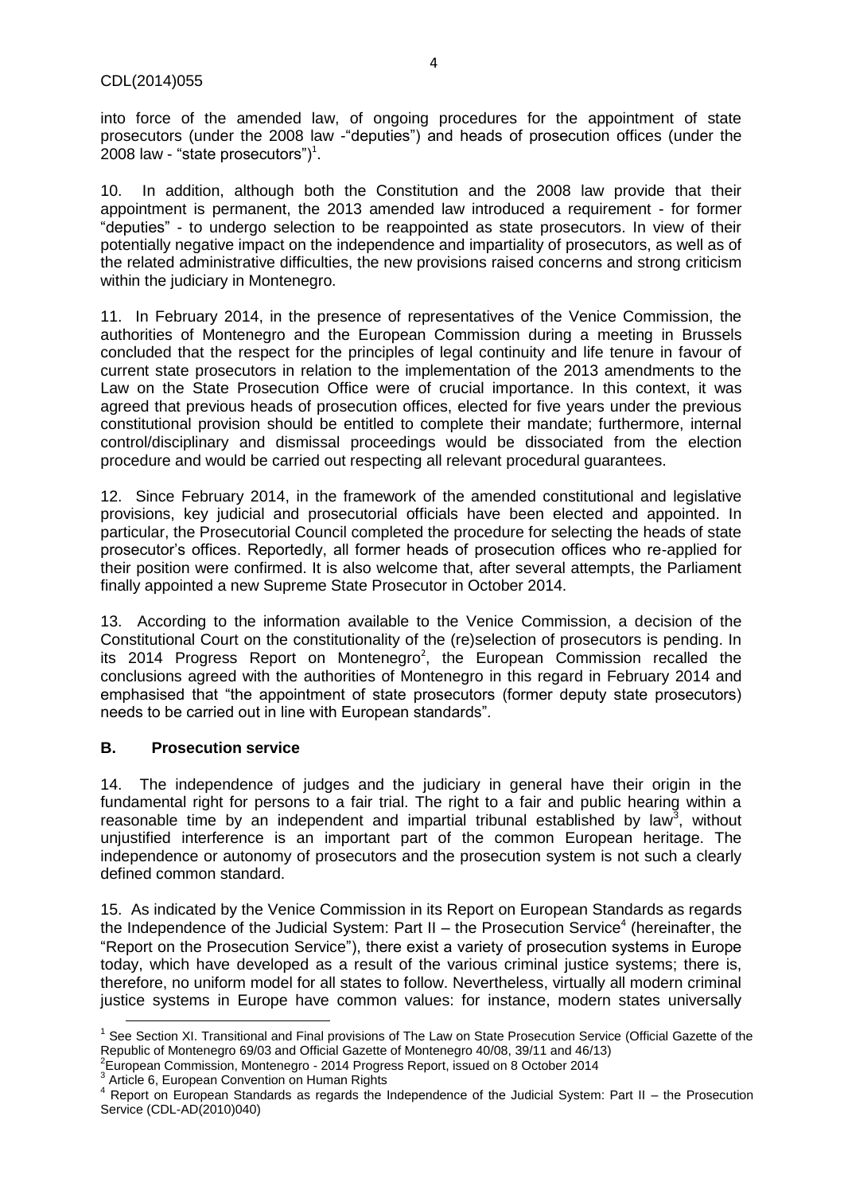into force of the amended law, of ongoing procedures for the appointment of state prosecutors (under the 2008 law -"deputies") and heads of prosecution offices (under the 2008 law - "state prosecutors")[1].

10. In addition, although both the Constitution and the 2008 law provide that their appointment is permanent, the 2013 amended law introduced a requirement - for former "deputies" - to undergo selection to be reappointed as state prosecutors. In view of their potentially negative impact on the independence and impartiality of prosecutors, as well as of the related administrative difficulties, the new provisions raised concerns and strong criticism within the judiciary in Montenegro.

11. In February 2014, in the presence of representatives of the Venice Commission, the authorities of Montenegro and the European Commission during a meeting in Brussels concluded that the respect for the principles of legal continuity and life tenure in favour of current state prosecutors in relation to the implementation of the 2013 amendments to the Law on the State Prosecution Office were of crucial importance. In this context, it was agreed that previous heads of prosecution offices, elected for five years under the previous constitutional provision should be entitled to complete their mandate; furthermore, internal control/disciplinary and dismissal proceedings would be dissociated from the election procedure and would be carried out respecting all relevant procedural guarantees.

12. Since February 2014, in the framework of the amended constitutional and legislative provisions, key judicial and prosecutorial officials have been elected and appointed. In particular, the Prosecutorial Council completed the procedure for selecting the heads of state prosecutor's offices. Reportedly, all former heads of prosecution offices who re-applied for their position were confirmed. It is also welcome that, after several attempts, the Parliament finally appointed a new Supreme State Prosecutor in October 2014.

13. According to the information available to the Venice Commission, a decision of the Constitutional Court on the constitutionality of the (re)selection of prosecutors is pending. In its 2014 Progress Report on Montenegro[2], the European Commission recalled the conclusions agreed with the authorities of Montenegro in this regard in February 2014 and emphasised that "the appointment of state prosecutors (former deputy state prosecutors) needs to be carried out in line with European standards".

## B. Prosecution service

14. The independence of judges and the judiciary in general have their origin in the fundamental right for persons to a fair trial. The right to a fair and public hearing within a reasonable time by an independent and impartial tribunal established by law[3], without unjustified interference is an important part of the common European heritage. The independence or autonomy of prosecutors and the prosecution system is not such a clearly defined common standard.

15. As indicated by the Venice Commission in its Report on European Standards as regards the Independence of the Judicial System: Part II – the Prosecution Service[4] (hereinafter, the "Report on the Prosecution Service"), there exist a variety of prosecution systems in Europe today, which have developed as a result of the various criminal justice systems; there is, therefore, no uniform model for all states to follow. Nevertheless, virtually all modern criminal justice systems in Europe have common values: for instance, modern states universally

---

[1] See Section XI. Transitional and Final provisions of The Law on State Prosecution Service (Official Gazette of the Republic of Montenegro 69/03 and Official Gazette of Montenegro 40/08, 39/11 and 46/13)

[2] European Commission, Montenegro - 2014 Progress Report, issued on 8 October 2014

[3] Article 6, European Convention on Human Rights

[4] Report on European Standards as regards the Independence of the Judicial System: Part II – the Prosecution Service (CDL-AD(2010)040)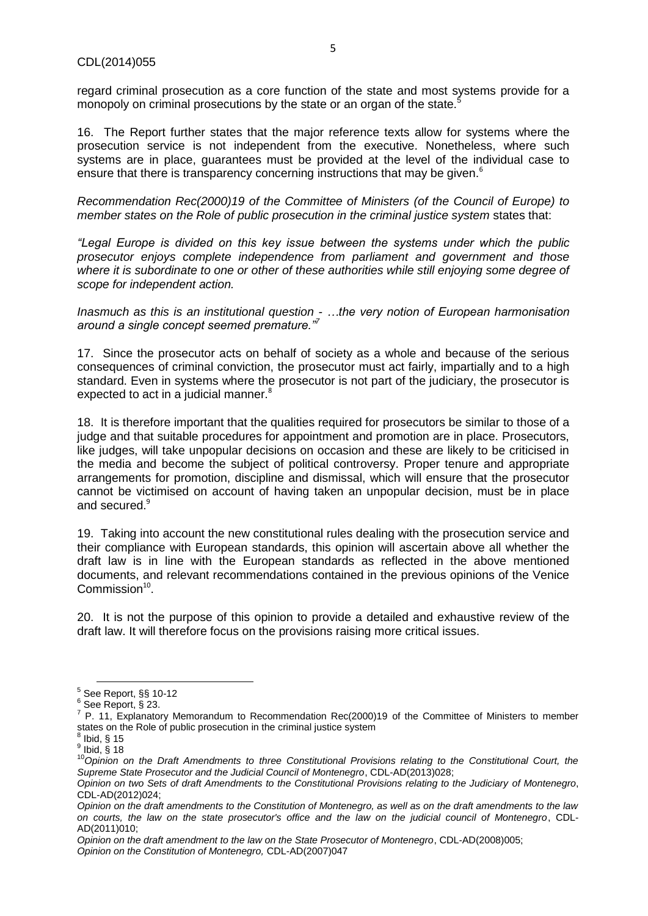regard criminal prosecution as a core function of the state and most systems provide for a monopoly on criminal prosecutions by the state or an organ of the state.[5]

16. The Report further states that the major reference texts allow for systems where the prosecution service is not independent from the executive. Nonetheless, where such systems are in place, guarantees must be provided at the level of the individual case to ensure that there is transparency concerning instructions that may be given.[6]

*Recommendation Rec(2000)19 of the Committee of Ministers (of the Council of Europe) to member states on the Role of public prosecution in the criminal justice system* states that:

*"Legal Europe is divided on this key issue between the systems under which the public prosecutor enjoys complete independence from parliament and government and those where it is subordinate to one or other of these authorities while still enjoying some degree of scope for independent action.*

*Inasmuch as this is an institutional question - …the very notion of European harmonisation around a single concept seemed premature."*[7]

17. Since the prosecutor acts on behalf of society as a whole and because of the serious consequences of criminal conviction, the prosecutor must act fairly, impartially and to a high standard. Even in systems where the prosecutor is not part of the judiciary, the prosecutor is expected to act in a judicial manner.[8]

18. It is therefore important that the qualities required for prosecutors be similar to those of a judge and that suitable procedures for appointment and promotion are in place. Prosecutors, like judges, will take unpopular decisions on occasion and these are likely to be criticised in the media and become the subject of political controversy. Proper tenure and appropriate arrangements for promotion, discipline and dismissal, which will ensure that the prosecutor cannot be victimised on account of having taken an unpopular decision, must be in place and secured.[9]

19. Taking into account the new constitutional rules dealing with the prosecution service and their compliance with European standards, this opinion will ascertain above all whether the draft law is in line with the European standards as reflected in the above mentioned documents, and relevant recommendations contained in the previous opinions of the Venice Commission[10].

20. It is not the purpose of this opinion to provide a detailed and exhaustive review of the draft law. It will therefore focus on the provisions raising more critical issues.

---

[5] See Report, §§ 10-12

[6] See Report, § 23.

[7] P. 11, Explanatory Memorandum to Recommendation Rec(2000)19 of the Committee of Ministers to member states on the Role of public prosecution in the criminal justice system

[8] Ibid, § 15

[9] Ibid, § 18

[10] *Opinion on the Draft Amendments to three Constitutional Provisions relating to the Constitutional Court, the Supreme State Prosecutor and the Judicial Council of Montenegro*, CDL-AD(2013)028;

*Opinion on two Sets of draft Amendments to the Constitutional Provisions relating to the Judiciary of Montenegro*, CDL-AD(2012)024;

*Opinion on the draft amendments to the Constitution of Montenegro, as well as on the draft amendments to the law on courts, the law on the state prosecutor's office and the law on the judicial council of Montenegro*, CDL-AD(2011)010;

*Opinion on the draft amendment to the law on the State Prosecutor of Montenegro*, CDL-AD(2008)005;

*Opinion on the Constitution of Montenegro,* CDL-AD(2007)047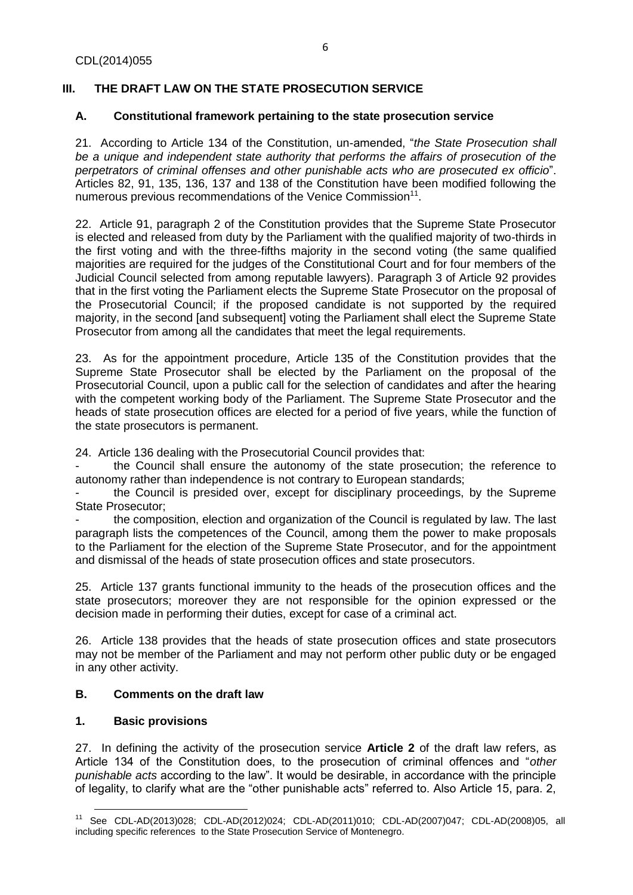## III. THE DRAFT LAW ON THE STATE PROSECUTION SERVICE

### A. Constitutional framework pertaining to the state prosecution service

21. According to Article 134 of the Constitution, un-amended, "*the State Prosecution shall be a unique and independent state authority that performs the affairs of prosecution of the perpetrators of criminal offenses and other punishable acts who are prosecuted ex officio*". Articles 82, 91, 135, 136, 137 and 138 of the Constitution have been modified following the numerous previous recommendations of the Venice Commission[11].

22. Article 91, paragraph 2 of the Constitution provides that the Supreme State Prosecutor is elected and released from duty by the Parliament with the qualified majority of two-thirds in the first voting and with the three-fifths majority in the second voting (the same qualified majorities are required for the judges of the Constitutional Court and for four members of the Judicial Council selected from among reputable lawyers). Paragraph 3 of Article 92 provides that in the first voting the Parliament elects the Supreme State Prosecutor on the proposal of the Prosecutorial Council; if the proposed candidate is not supported by the required majority, in the second [and subsequent] voting the Parliament shall elect the Supreme State Prosecutor from among all the candidates that meet the legal requirements.

23. As for the appointment procedure, Article 135 of the Constitution provides that the Supreme State Prosecutor shall be elected by the Parliament on the proposal of the Prosecutorial Council, upon a public call for the selection of candidates and after the hearing with the competent working body of the Parliament. The Supreme State Prosecutor and the heads of state prosecution offices are elected for a period of five years, while the function of the state prosecutors is permanent.

24. Article 136 dealing with the Prosecutorial Council provides that:

- the Council shall ensure the autonomy of the state prosecution; the reference to autonomy rather than independence is not contrary to European standards;
- the Council is presided over, except for disciplinary proceedings, by the Supreme State Prosecutor;
- the composition, election and organization of the Council is regulated by law. The last paragraph lists the competences of the Council, among them the power to make proposals to the Parliament for the election of the Supreme State Prosecutor, and for the appointment and dismissal of the heads of state prosecution offices and state prosecutors.

25. Article 137 grants functional immunity to the heads of the prosecution offices and the state prosecutors; moreover they are not responsible for the opinion expressed or the decision made in performing their duties, except for case of a criminal act.

26. Article 138 provides that the heads of state prosecution offices and state prosecutors may not be member of the Parliament and may not perform other public duty or be engaged in any other activity.

### B. Comments on the draft law

#### 1. Basic provisions

27. In defining the activity of the prosecution service **Article 2** of the draft law refers, as Article 134 of the Constitution does, to the prosecution of criminal offences and "*other punishable acts* according to the law". It would be desirable, in accordance with the principle of legality, to clarify what are the "other punishable acts" referred to. Also Article 15, para. 2,

---

[11] See CDL-AD(2013)028; CDL-AD(2012)024; CDL-AD(2011)010; CDL-AD(2007)047; CDL-AD(2008)05, all including specific references to the State Prosecution Service of Montenegro.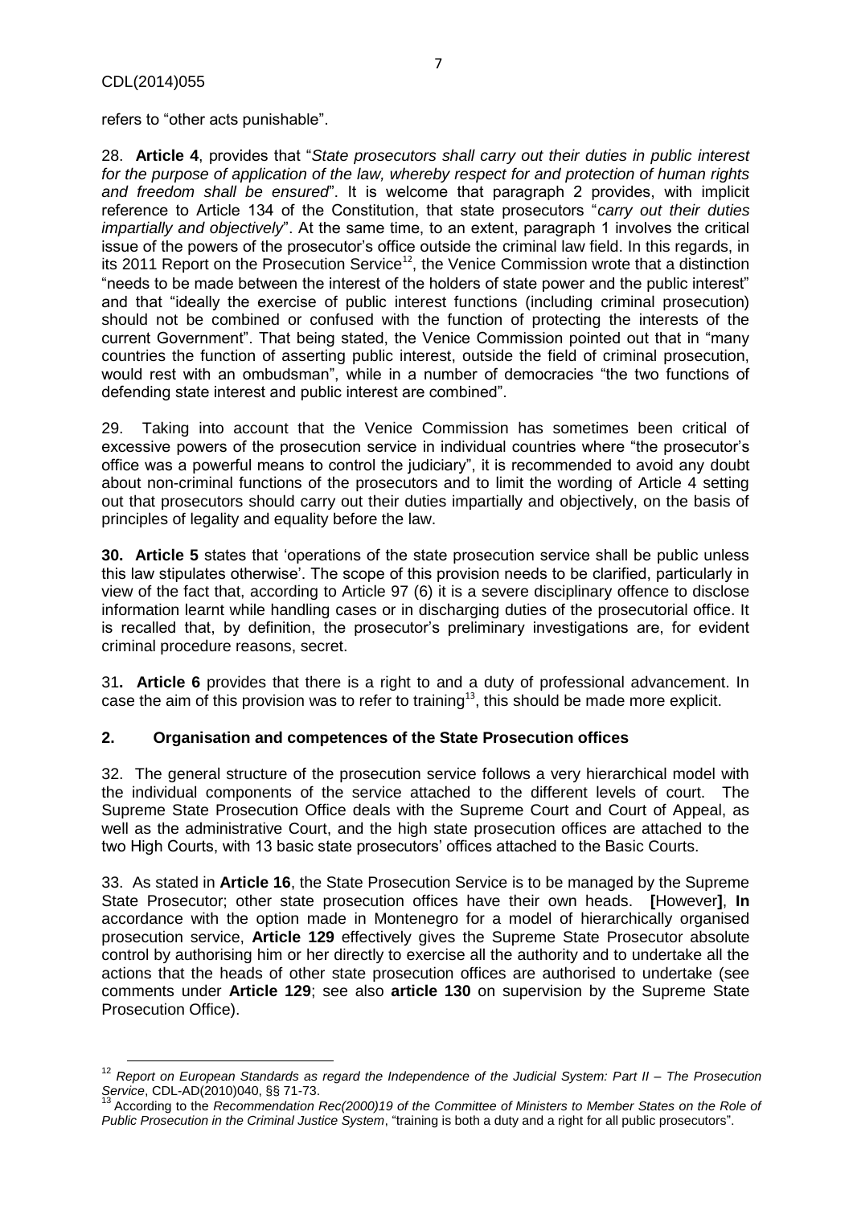refers to "other acts punishable".

28. **Article 4**, provides that "*State prosecutors shall carry out their duties in public interest for the purpose of application of the law, whereby respect for and protection of human rights and freedom shall be ensured*". It is welcome that paragraph 2 provides, with implicit reference to Article 134 of the Constitution, that state prosecutors "*carry out their duties impartially and objectively*". At the same time, to an extent, paragraph 1 involves the critical issue of the powers of the prosecutor's office outside the criminal law field. In this regards, in its 2011 Report on the Prosecution Service[12], the Venice Commission wrote that a distinction "needs to be made between the interest of the holders of state power and the public interest" and that "ideally the exercise of public interest functions (including criminal prosecution) should not be combined or confused with the function of protecting the interests of the current Government". That being stated, the Venice Commission pointed out that in "many countries the function of asserting public interest, outside the field of criminal prosecution, would rest with an ombudsman", while in a number of democracies "the two functions of defending state interest and public interest are combined".

29. Taking into account that the Venice Commission has sometimes been critical of excessive powers of the prosecution service in individual countries where "the prosecutor's office was a powerful means to control the judiciary", it is recommended to avoid any doubt about non-criminal functions of the prosecutors and to limit the wording of Article 4 setting out that prosecutors should carry out their duties impartially and objectively, on the basis of principles of legality and equality before the law.

**30. Article 5** states that 'operations of the state prosecution service shall be public unless this law stipulates otherwise'. The scope of this provision needs to be clarified, particularly in view of the fact that, according to Article 97 (6) it is a severe disciplinary offence to disclose information learnt while handling cases or in discharging duties of the prosecutorial office. It is recalled that, by definition, the prosecutor's preliminary investigations are, for evident criminal procedure reasons, secret.

31**. Article 6** provides that there is a right to and a duty of professional advancement. In case the aim of this provision was to refer to training[13], this should be made more explicit.

## 2. Organisation and competences of the State Prosecution offices

32. The general structure of the prosecution service follows a very hierarchical model with the individual components of the service attached to the different levels of court. The Supreme State Prosecution Office deals with the Supreme Court and Court of Appeal, as well as the administrative Court, and the high state prosecution offices are attached to the two High Courts, with 13 basic state prosecutors' offices attached to the Basic Courts.

33. As stated in **Article 16**, the State Prosecution Service is to be managed by the Supreme State Prosecutor; other state prosecution offices have their own heads. **[**However**]**, **In** accordance with the option made in Montenegro for a model of hierarchically organised prosecution service, **Article 129** effectively gives the Supreme State Prosecutor absolute control by authorising him or her directly to exercise all the authority and to undertake all the actions that the heads of other state prosecution offices are authorised to undertake (see comments under **Article 129**; see also **article 130** on supervision by the Supreme State Prosecution Office).

---

[12] *Report on European Standards as regard the Independence of the Judicial System: Part II – The Prosecution Service*, CDL-AD(2010)040, §§ 71-73.

[13] According to the *Recommendation Rec(2000)19 of the Committee of Ministers to Member States on the Role of Public Prosecution in the Criminal Justice System*, "training is both a duty and a right for all public prosecutors".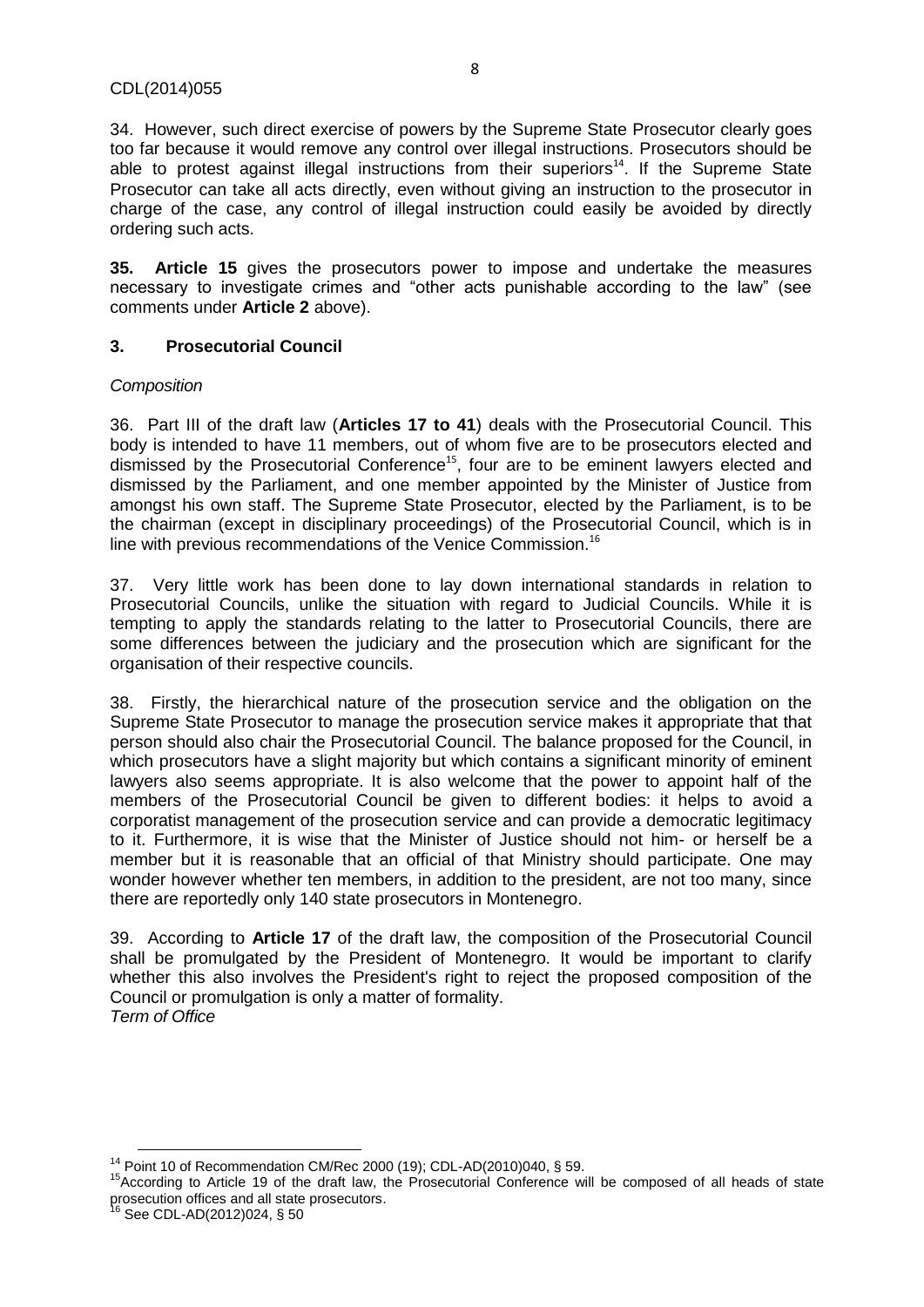34. However, such direct exercise of powers by the Supreme State Prosecutor clearly goes too far because it would remove any control over illegal instructions. Prosecutors should be able to protest against illegal instructions from their superiors[14]. If the Supreme State Prosecutor can take all acts directly, even without giving an instruction to the prosecutor in charge of the case, any control of illegal instruction could easily be avoided by directly ordering such acts.

**35. Article 15** gives the prosecutors power to impose and undertake the measures necessary to investigate crimes and "other acts punishable according to the law" (see comments under **Article 2** above).

### 3. Prosecutorial Council

*Composition*

36. Part III of the draft law (**Articles 17 to 41**) deals with the Prosecutorial Council. This body is intended to have 11 members, out of whom five are to be prosecutors elected and dismissed by the Prosecutorial Conference[15], four are to be eminent lawyers elected and dismissed by the Parliament, and one member appointed by the Minister of Justice from amongst his own staff. The Supreme State Prosecutor, elected by the Parliament, is to be the chairman (except in disciplinary proceedings) of the Prosecutorial Council, which is in line with previous recommendations of the Venice Commission.[16]

37. Very little work has been done to lay down international standards in relation to Prosecutorial Councils, unlike the situation with regard to Judicial Councils. While it is tempting to apply the standards relating to the latter to Prosecutorial Councils, there are some differences between the judiciary and the prosecution which are significant for the organisation of their respective councils.

38. Firstly, the hierarchical nature of the prosecution service and the obligation on the Supreme State Prosecutor to manage the prosecution service makes it appropriate that that person should also chair the Prosecutorial Council. The balance proposed for the Council, in which prosecutors have a slight majority but which contains a significant minority of eminent lawyers also seems appropriate. It is also welcome that the power to appoint half of the members of the Prosecutorial Council be given to different bodies: it helps to avoid a corporatist management of the prosecution service and can provide a democratic legitimacy to it. Furthermore, it is wise that the Minister of Justice should not him- or herself be a member but it is reasonable that an official of that Ministry should participate. One may wonder however whether ten members, in addition to the president, are not too many, since there are reportedly only 140 state prosecutors in Montenegro.

39. According to **Article 17** of the draft law, the composition of the Prosecutorial Council shall be promulgated by the President of Montenegro. It would be important to clarify whether this also involves the President's right to reject the proposed composition of the Council or promulgation is only a matter of formality.

*Term of Office*

---

[14] Point 10 of Recommendation CM/Rec 2000 (19); CDL-AD(2010)040, § 59.

[15] According to Article 19 of the draft law, the Prosecutorial Conference will be composed of all heads of state prosecution offices and all state prosecutors.

[16] See CDL-AD(2012)024, § 50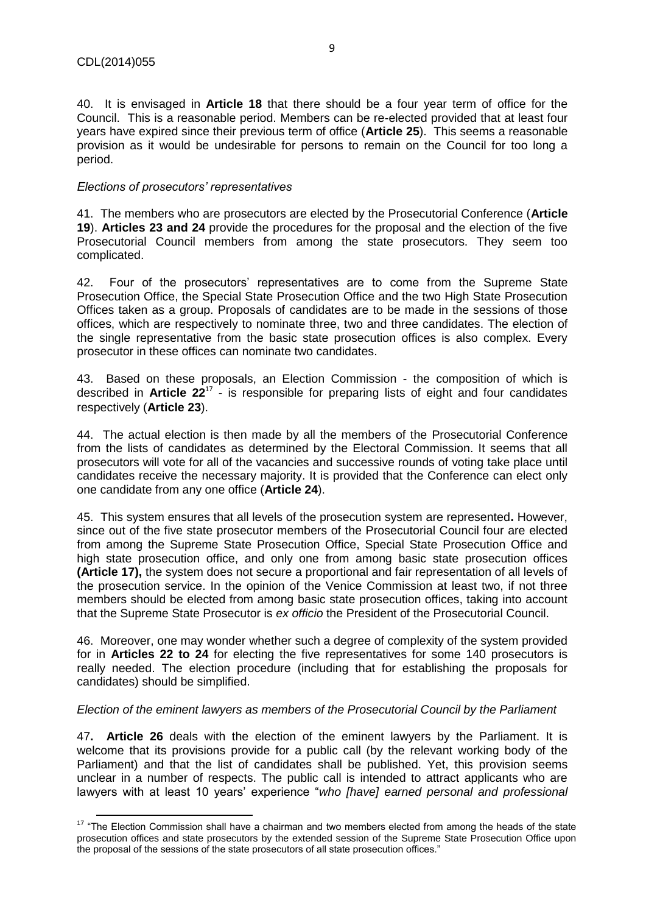40. It is envisaged in **Article 18** that there should be a four year term of office for the Council. This is a reasonable period. Members can be re-elected provided that at least four years have expired since their previous term of office (**Article 25**). This seems a reasonable provision as it would be undesirable for persons to remain on the Council for too long a period.

*Elections of prosecutors' representatives*

41. The members who are prosecutors are elected by the Prosecutorial Conference (**Article 19**). **Articles 23 and 24** provide the procedures for the proposal and the election of the five Prosecutorial Council members from among the state prosecutors. They seem too complicated.

42. Four of the prosecutors' representatives are to come from the Supreme State Prosecution Office, the Special State Prosecution Office and the two High State Prosecution Offices taken as a group. Proposals of candidates are to be made in the sessions of those offices, which are respectively to nominate three, two and three candidates. The election of the single representative from the basic state prosecution offices is also complex. Every prosecutor in these offices can nominate two candidates.

43. Based on these proposals, an Election Commission - the composition of which is described in **Article 22**[17] - is responsible for preparing lists of eight and four candidates respectively (**Article 23**).

44. The actual election is then made by all the members of the Prosecutorial Conference from the lists of candidates as determined by the Electoral Commission. It seems that all prosecutors will vote for all of the vacancies and successive rounds of voting take place until candidates receive the necessary majority. It is provided that the Conference can elect only one candidate from any one office (**Article 24**).

45. This system ensures that all levels of the prosecution system are represented**.** However, since out of the five state prosecutor members of the Prosecutorial Council four are elected from among the Supreme State Prosecution Office, Special State Prosecution Office and high state prosecution office, and only one from among basic state prosecution offices **(Article 17),** the system does not secure a proportional and fair representation of all levels of the prosecution service. In the opinion of the Venice Commission at least two, if not three members should be elected from among basic state prosecution offices, taking into account that the Supreme State Prosecutor is *ex officio* the President of the Prosecutorial Council.

46. Moreover, one may wonder whether such a degree of complexity of the system provided for in **Articles 22 to 24** for electing the five representatives for some 140 prosecutors is really needed. The election procedure (including that for establishing the proposals for candidates) should be simplified.

*Election of the eminent lawyers as members of the Prosecutorial Council by the Parliament*

47**. Article 26** deals with the election of the eminent lawyers by the Parliament. It is welcome that its provisions provide for a public call (by the relevant working body of the Parliament) and that the list of candidates shall be published. Yet, this provision seems unclear in a number of respects. The public call is intended to attract applicants who are lawyers with at least 10 years' experience "*who [have] earned personal and professional*

---

[17] "The Election Commission shall have a chairman and two members elected from among the heads of the state prosecution offices and state prosecutors by the extended session of the Supreme State Prosecution Office upon the proposal of the sessions of the state prosecutors of all state prosecution offices."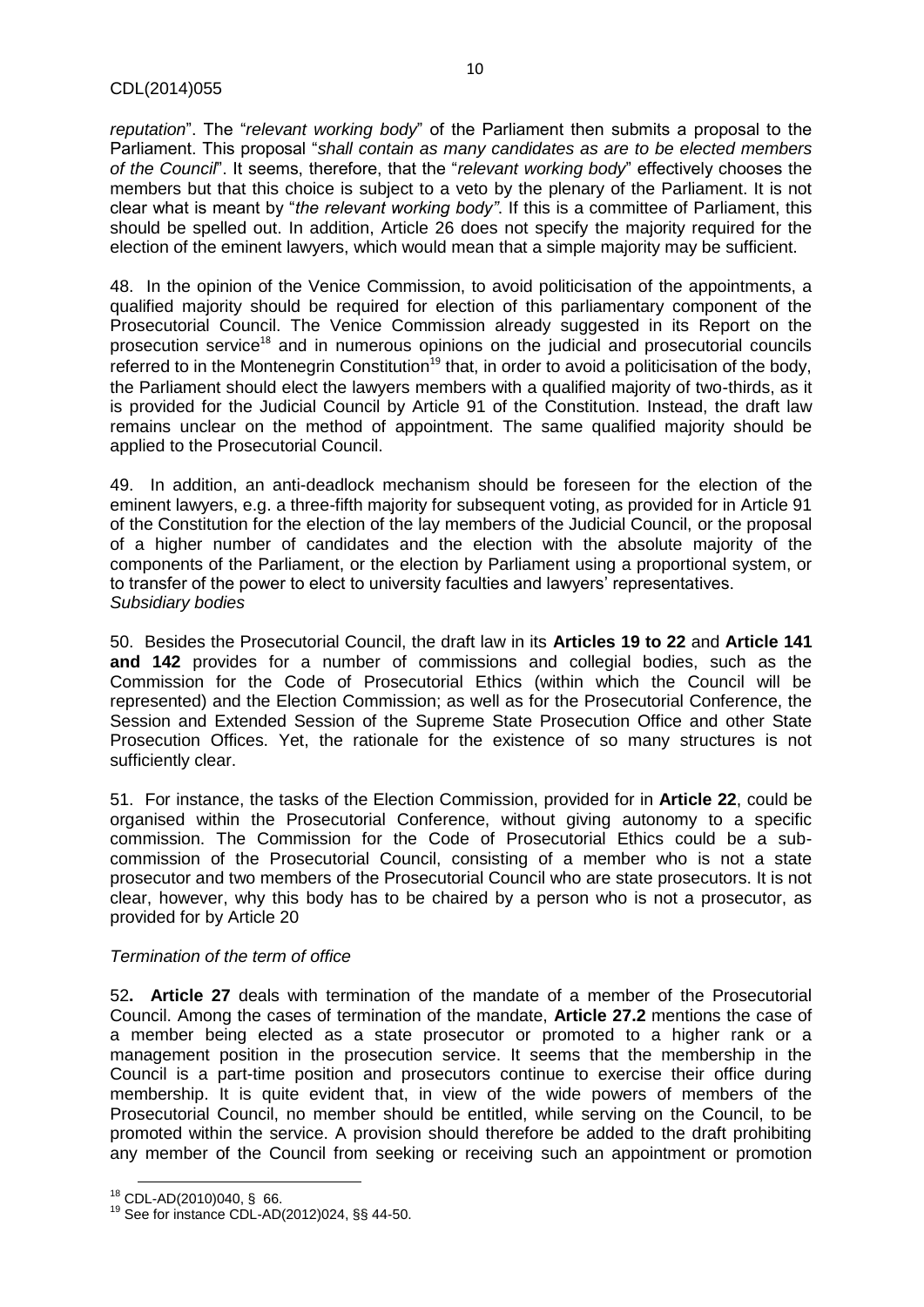*reputation*". The "*relevant working body*" of the Parliament then submits a proposal to the Parliament. This proposal "*shall contain as many candidates as are to be elected members of the Council*". It seems, therefore, that the "*relevant working body*" effectively chooses the members but that this choice is subject to a veto by the plenary of the Parliament. It is not clear what is meant by "*the relevant working body"*. If this is a committee of Parliament, this should be spelled out. In addition, Article 26 does not specify the majority required for the election of the eminent lawyers, which would mean that a simple majority may be sufficient.

48. In the opinion of the Venice Commission, to avoid politicisation of the appointments, a qualified majority should be required for election of this parliamentary component of the Prosecutorial Council. The Venice Commission already suggested in its Report on the prosecution service[18] and in numerous opinions on the judicial and prosecutorial councils referred to in the Montenegrin Constitution[19] that, in order to avoid a politicisation of the body, the Parliament should elect the lawyers members with a qualified majority of two-thirds, as it is provided for the Judicial Council by Article 91 of the Constitution. Instead, the draft law remains unclear on the method of appointment. The same qualified majority should be applied to the Prosecutorial Council.

49. In addition, an anti-deadlock mechanism should be foreseen for the election of the eminent lawyers, e.g. a three-fifth majority for subsequent voting, as provided for in Article 91 of the Constitution for the election of the lay members of the Judicial Council, or the proposal of a higher number of candidates and the election with the absolute majority of the components of the Parliament, or the election by Parliament using a proportional system, or to transfer of the power to elect to university faculties and lawyers' representatives.

*Subsidiary bodies*

50. Besides the Prosecutorial Council, the draft law in its **Articles 19 to 22** and **Article 141 and 142** provides for a number of commissions and collegial bodies, such as the Commission for the Code of Prosecutorial Ethics (within which the Council will be represented) and the Election Commission; as well as for the Prosecutorial Conference, the Session and Extended Session of the Supreme State Prosecution Office and other State Prosecution Offices. Yet, the rationale for the existence of so many structures is not sufficiently clear.

51. For instance, the tasks of the Election Commission, provided for in **Article 22**, could be organised within the Prosecutorial Conference, without giving autonomy to a specific commission. The Commission for the Code of Prosecutorial Ethics could be a sub-commission of the Prosecutorial Council, consisting of a member who is not a state prosecutor and two members of the Prosecutorial Council who are state prosecutors. It is not clear, however, why this body has to be chaired by a person who is not a prosecutor, as provided for by Article 20

*Termination of the term of office*

52**. Article 27** deals with termination of the mandate of a member of the Prosecutorial Council. Among the cases of termination of the mandate, **Article 27.2** mentions the case of a member being elected as a state prosecutor or promoted to a higher rank or a management position in the prosecution service. It seems that the membership in the Council is a part-time position and prosecutors continue to exercise their office during membership. It is quite evident that, in view of the wide powers of members of the Prosecutorial Council, no member should be entitled, while serving on the Council, to be promoted within the service. A provision should therefore be added to the draft prohibiting any member of the Council from seeking or receiving such an appointment or promotion

[18] CDL-AD(2010)040, § 66.

[19] See for instance CDL-AD(2012)024, §§ 44-50.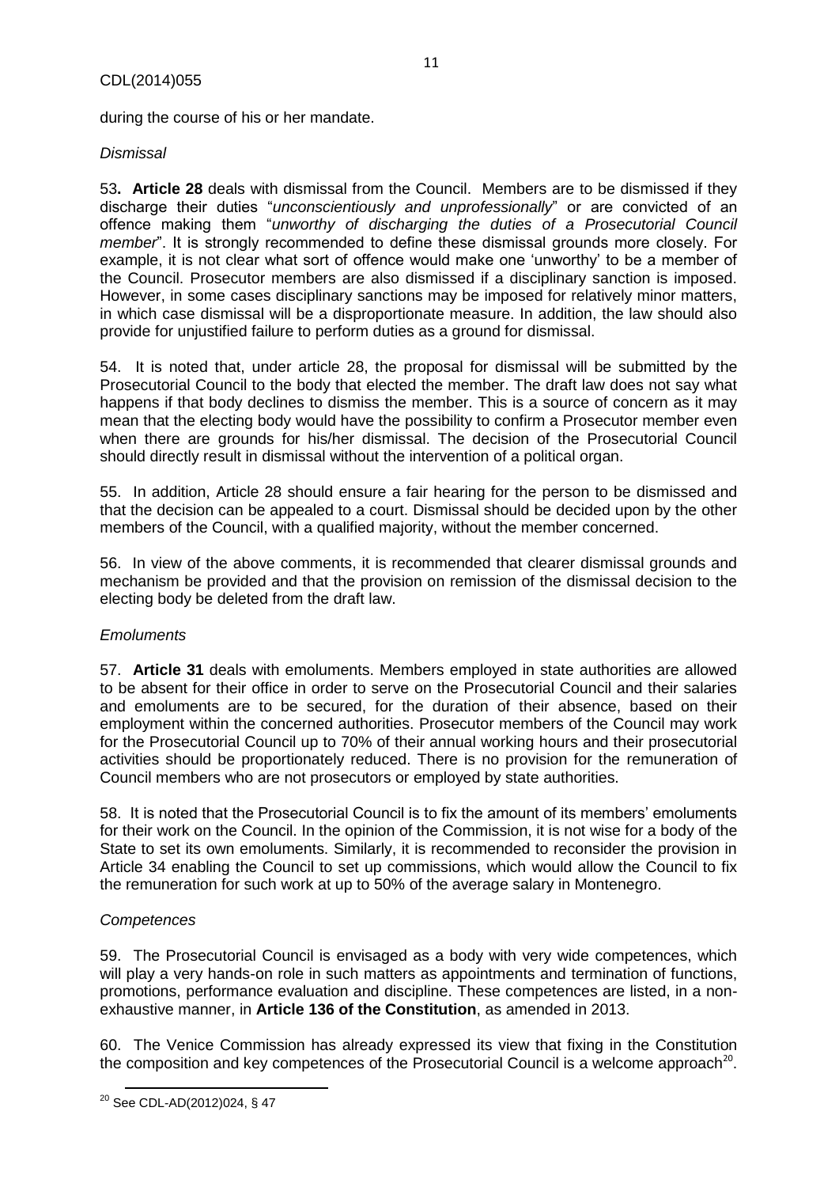during the course of his or her mandate.

*Dismissal*

53**. Article 28** deals with dismissal from the Council. Members are to be dismissed if they discharge their duties "*unconscientiously and unprofessionally*" or are convicted of an offence making them "*unworthy of discharging the duties of a Prosecutorial Council member*". It is strongly recommended to define these dismissal grounds more closely. For example, it is not clear what sort of offence would make one 'unworthy' to be a member of the Council. Prosecutor members are also dismissed if a disciplinary sanction is imposed. However, in some cases disciplinary sanctions may be imposed for relatively minor matters, in which case dismissal will be a disproportionate measure. In addition, the law should also provide for unjustified failure to perform duties as a ground for dismissal.

54. It is noted that, under article 28, the proposal for dismissal will be submitted by the Prosecutorial Council to the body that elected the member. The draft law does not say what happens if that body declines to dismiss the member. This is a source of concern as it may mean that the electing body would have the possibility to confirm a Prosecutor member even when there are grounds for his/her dismissal. The decision of the Prosecutorial Council should directly result in dismissal without the intervention of a political organ.

55. In addition, Article 28 should ensure a fair hearing for the person to be dismissed and that the decision can be appealed to a court. Dismissal should be decided upon by the other members of the Council, with a qualified majority, without the member concerned.

56. In view of the above comments, it is recommended that clearer dismissal grounds and mechanism be provided and that the provision on remission of the dismissal decision to the electing body be deleted from the draft law.

*Emoluments*

57. **Article 31** deals with emoluments. Members employed in state authorities are allowed to be absent for their office in order to serve on the Prosecutorial Council and their salaries and emoluments are to be secured, for the duration of their absence, based on their employment within the concerned authorities. Prosecutor members of the Council may work for the Prosecutorial Council up to 70% of their annual working hours and their prosecutorial activities should be proportionately reduced. There is no provision for the remuneration of Council members who are not prosecutors or employed by state authorities.

58. It is noted that the Prosecutorial Council is to fix the amount of its members' emoluments for their work on the Council. In the opinion of the Commission, it is not wise for a body of the State to set its own emoluments. Similarly, it is recommended to reconsider the provision in Article 34 enabling the Council to set up commissions, which would allow the Council to fix the remuneration for such work at up to 50% of the average salary in Montenegro.

*Competences*

59. The Prosecutorial Council is envisaged as a body with very wide competences, which will play a very hands-on role in such matters as appointments and termination of functions, promotions, performance evaluation and discipline. These competences are listed, in a non-exhaustive manner, in **Article 136 of the Constitution**, as amended in 2013.

60. The Venice Commission has already expressed its view that fixing in the Constitution the composition and key competences of the Prosecutorial Council is a welcome approach[20].

[20] See CDL-AD(2012)024, § 47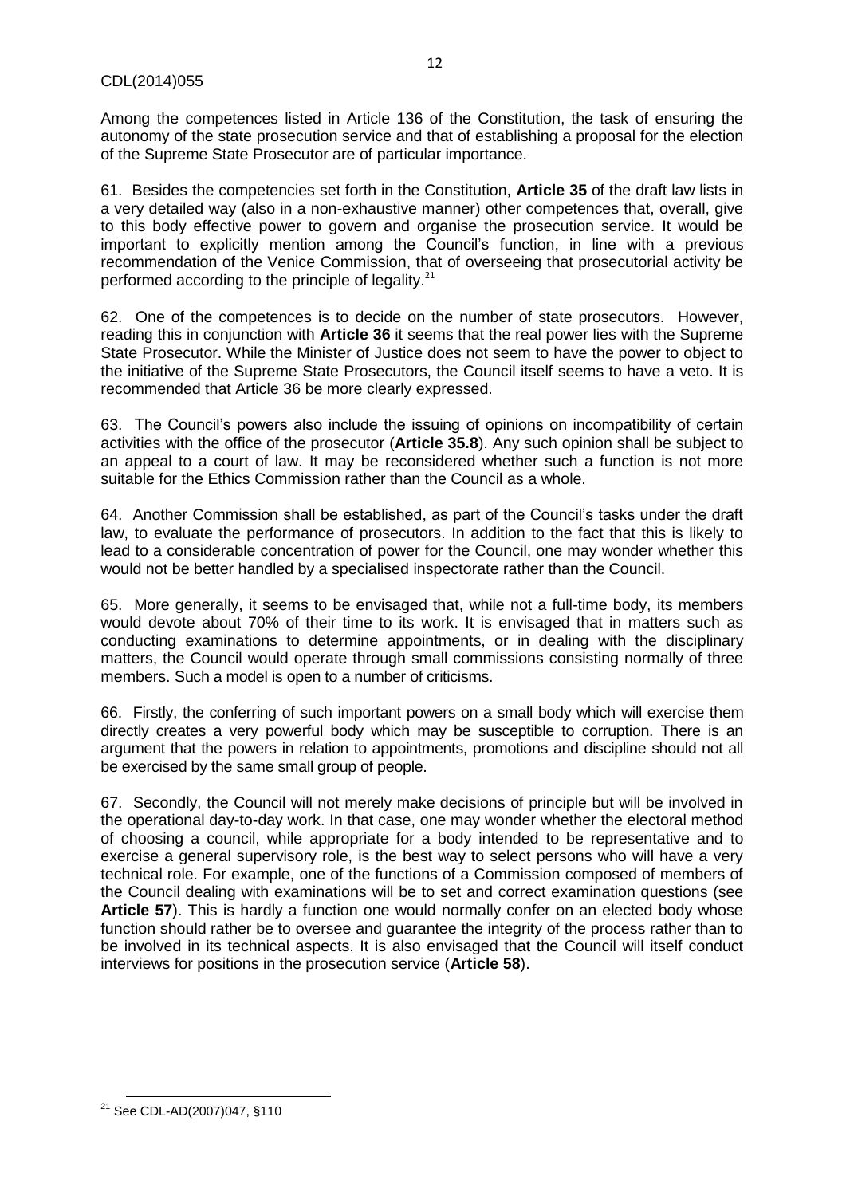Among the competences listed in Article 136 of the Constitution, the task of ensuring the autonomy of the state prosecution service and that of establishing a proposal for the election of the Supreme State Prosecutor are of particular importance.

61. Besides the competencies set forth in the Constitution, **Article 35** of the draft law lists in a very detailed way (also in a non-exhaustive manner) other competences that, overall, give to this body effective power to govern and organise the prosecution service. It would be important to explicitly mention among the Council's function, in line with a previous recommendation of the Venice Commission, that of overseeing that prosecutorial activity be performed according to the principle of legality.[21]

62. One of the competences is to decide on the number of state prosecutors. However, reading this in conjunction with **Article 36** it seems that the real power lies with the Supreme State Prosecutor. While the Minister of Justice does not seem to have the power to object to the initiative of the Supreme State Prosecutors, the Council itself seems to have a veto. It is recommended that Article 36 be more clearly expressed.

63. The Council's powers also include the issuing of opinions on incompatibility of certain activities with the office of the prosecutor (**Article 35.8**). Any such opinion shall be subject to an appeal to a court of law. It may be reconsidered whether such a function is not more suitable for the Ethics Commission rather than the Council as a whole.

64. Another Commission shall be established, as part of the Council's tasks under the draft law, to evaluate the performance of prosecutors. In addition to the fact that this is likely to lead to a considerable concentration of power for the Council, one may wonder whether this would not be better handled by a specialised inspectorate rather than the Council.

65. More generally, it seems to be envisaged that, while not a full-time body, its members would devote about 70% of their time to its work. It is envisaged that in matters such as conducting examinations to determine appointments, or in dealing with the disciplinary matters, the Council would operate through small commissions consisting normally of three members. Such a model is open to a number of criticisms.

66. Firstly, the conferring of such important powers on a small body which will exercise them directly creates a very powerful body which may be susceptible to corruption. There is an argument that the powers in relation to appointments, promotions and discipline should not all be exercised by the same small group of people.

67. Secondly, the Council will not merely make decisions of principle but will be involved in the operational day-to-day work. In that case, one may wonder whether the electoral method of choosing a council, while appropriate for a body intended to be representative and to exercise a general supervisory role, is the best way to select persons who will have a very technical role. For example, one of the functions of a Commission composed of members of the Council dealing with examinations will be to set and correct examination questions (see **Article 57**). This is hardly a function one would normally confer on an elected body whose function should rather be to oversee and guarantee the integrity of the process rather than to be involved in its technical aspects. It is also envisaged that the Council will itself conduct interviews for positions in the prosecution service (**Article 58**).

[21] See CDL-AD(2007)047, §110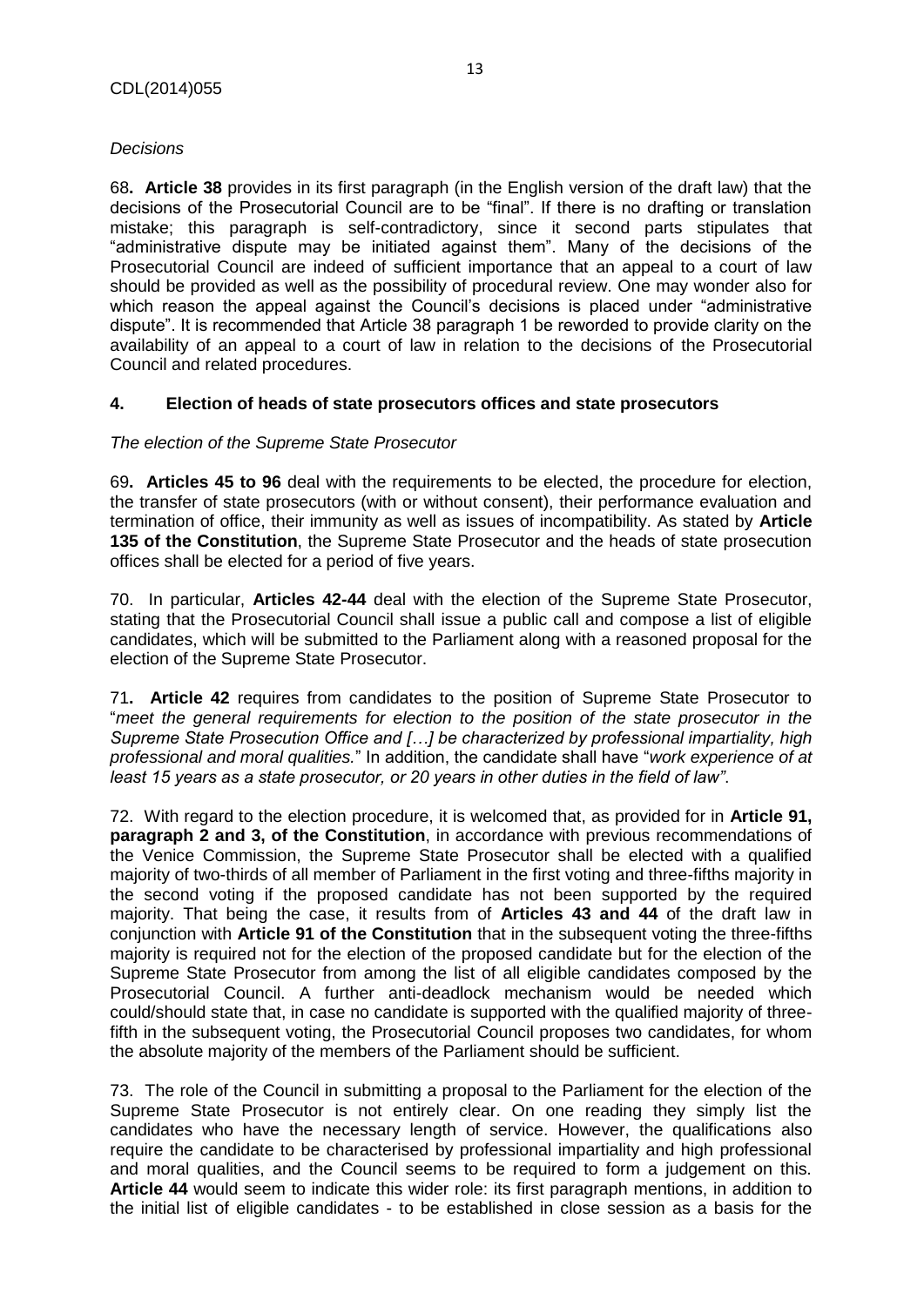*Decisions*

68**. Article 38** provides in its first paragraph (in the English version of the draft law) that the decisions of the Prosecutorial Council are to be "final". If there is no drafting or translation mistake; this paragraph is self-contradictory, since it second parts stipulates that "administrative dispute may be initiated against them". Many of the decisions of the Prosecutorial Council are indeed of sufficient importance that an appeal to a court of law should be provided as well as the possibility of procedural review. One may wonder also for which reason the appeal against the Council's decisions is placed under "administrative dispute". It is recommended that Article 38 paragraph 1 be reworded to provide clarity on the availability of an appeal to a court of law in relation to the decisions of the Prosecutorial Council and related procedures.

## 4. Election of heads of state prosecutors offices and state prosecutors

*The election of the Supreme State Prosecutor*

69**. Articles 45 to 96** deal with the requirements to be elected, the procedure for election, the transfer of state prosecutors (with or without consent), their performance evaluation and termination of office, their immunity as well as issues of incompatibility. As stated by **Article 135 of the Constitution**, the Supreme State Prosecutor and the heads of state prosecution offices shall be elected for a period of five years.

70. In particular, **Articles 42-44** deal with the election of the Supreme State Prosecutor, stating that the Prosecutorial Council shall issue a public call and compose a list of eligible candidates, which will be submitted to the Parliament along with a reasoned proposal for the election of the Supreme State Prosecutor.

71**. Article 42** requires from candidates to the position of Supreme State Prosecutor to "*meet the general requirements for election to the position of the state prosecutor in the Supreme State Prosecution Office and […] be characterized by professional impartiality, high professional and moral qualities.*" In addition, the candidate shall have "*work experience of at least 15 years as a state prosecutor, or 20 years in other duties in the field of law"*.

72. With regard to the election procedure, it is welcomed that, as provided for in **Article 91, paragraph 2 and 3, of the Constitution**, in accordance with previous recommendations of the Venice Commission, the Supreme State Prosecutor shall be elected with a qualified majority of two-thirds of all member of Parliament in the first voting and three-fifths majority in the second voting if the proposed candidate has not been supported by the required majority. That being the case, it results from of **Articles 43 and 44** of the draft law in conjunction with **Article 91 of the Constitution** that in the subsequent voting the three-fifths majority is required not for the election of the proposed candidate but for the election of the Supreme State Prosecutor from among the list of all eligible candidates composed by the Prosecutorial Council. A further anti-deadlock mechanism would be needed which could/should state that, in case no candidate is supported with the qualified majority of three-fifth in the subsequent voting, the Prosecutorial Council proposes two candidates, for whom the absolute majority of the members of the Parliament should be sufficient.

73. The role of the Council in submitting a proposal to the Parliament for the election of the Supreme State Prosecutor is not entirely clear. On one reading they simply list the candidates who have the necessary length of service. However, the qualifications also require the candidate to be characterised by professional impartiality and high professional and moral qualities, and the Council seems to be required to form a judgement on this. **Article 44** would seem to indicate this wider role: its first paragraph mentions, in addition to the initial list of eligible candidates - to be established in close session as a basis for the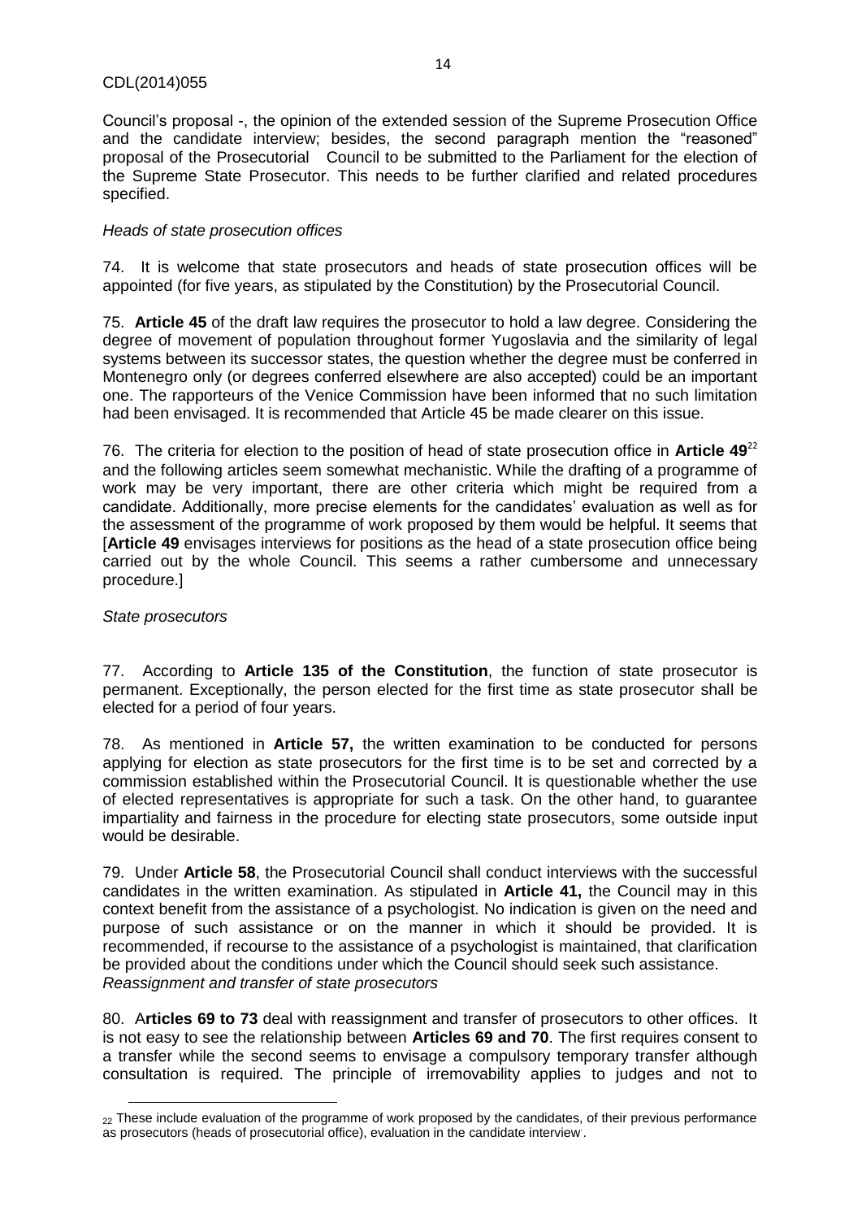Council's proposal -, the opinion of the extended session of the Supreme Prosecution Office and the candidate interview; besides, the second paragraph mention the "reasoned" proposal of the Prosecutorial Council to be submitted to the Parliament for the election of the Supreme State Prosecutor. This needs to be further clarified and related procedures specified.

*Heads of state prosecution offices*

74. It is welcome that state prosecutors and heads of state prosecution offices will be appointed (for five years, as stipulated by the Constitution) by the Prosecutorial Council.

75. **Article 45** of the draft law requires the prosecutor to hold a law degree. Considering the degree of movement of population throughout former Yugoslavia and the similarity of legal systems between its successor states, the question whether the degree must be conferred in Montenegro only (or degrees conferred elsewhere are also accepted) could be an important one. The rapporteurs of the Venice Commission have been informed that no such limitation had been envisaged. It is recommended that Article 45 be made clearer on this issue.

76. The criteria for election to the position of head of state prosecution office in **Article 49**[22] and the following articles seem somewhat mechanistic. While the drafting of a programme of work may be very important, there are other criteria which might be required from a candidate. Additionally, more precise elements for the candidates' evaluation as well as for the assessment of the programme of work proposed by them would be helpful. It seems that [**Article 49** envisages interviews for positions as the head of a state prosecution office being carried out by the whole Council. This seems a rather cumbersome and unnecessary procedure.]

*State prosecutors*

77. According to **Article 135 of the Constitution**, the function of state prosecutor is permanent. Exceptionally, the person elected for the first time as state prosecutor shall be elected for a period of four years.

78. As mentioned in **Article 57,** the written examination to be conducted for persons applying for election as state prosecutors for the first time is to be set and corrected by a commission established within the Prosecutorial Council. It is questionable whether the use of elected representatives is appropriate for such a task. On the other hand, to guarantee impartiality and fairness in the procedure for electing state prosecutors, some outside input would be desirable.

79. Under **Article 58**, the Prosecutorial Council shall conduct interviews with the successful candidates in the written examination. As stipulated in **Article 41,** the Council may in this context benefit from the assistance of a psychologist. No indication is given on the need and purpose of such assistance or on the manner in which it should be provided. It is recommended, if recourse to the assistance of a psychologist is maintained, that clarification be provided about the conditions under which the Council should seek such assistance.

*Reassignment and transfer of state prosecutors*

80. A**rticles 69 to 73** deal with reassignment and transfer of prosecutors to other offices. It is not easy to see the relationship between **Articles 69 and 70**. The first requires consent to a transfer while the second seems to envisage a compulsory temporary transfer although consultation is required. The principle of irremovability applies to judges and not to

[22] These include evaluation of the programme of work proposed by the candidates, of their previous performance as prosecutors (heads of prosecutorial office), evaluation in the candidate interview.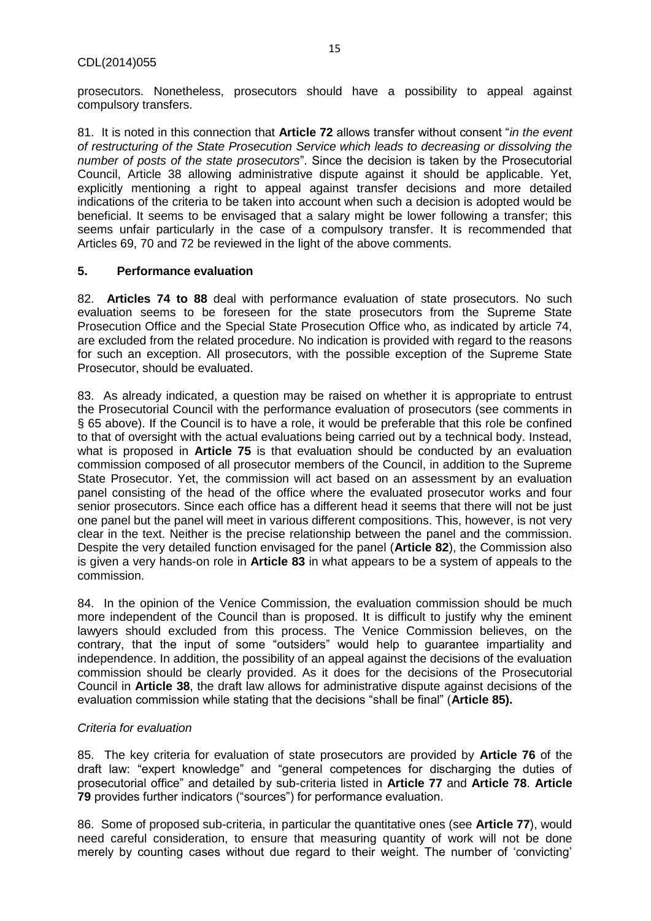prosecutors. Nonetheless, prosecutors should have a possibility to appeal against compulsory transfers.

81. It is noted in this connection that **Article 72** allows transfer without consent "*in the event of restructuring of the State Prosecution Service which leads to decreasing or dissolving the number of posts of the state prosecutors*". Since the decision is taken by the Prosecutorial Council, Article 38 allowing administrative dispute against it should be applicable. Yet, explicitly mentioning a right to appeal against transfer decisions and more detailed indications of the criteria to be taken into account when such a decision is adopted would be beneficial. It seems to be envisaged that a salary might be lower following a transfer; this seems unfair particularly in the case of a compulsory transfer. It is recommended that Articles 69, 70 and 72 be reviewed in the light of the above comments.

## 5. Performance evaluation

82. **Articles 74 to 88** deal with performance evaluation of state prosecutors. No such evaluation seems to be foreseen for the state prosecutors from the Supreme State Prosecution Office and the Special State Prosecution Office who, as indicated by article 74, are excluded from the related procedure. No indication is provided with regard to the reasons for such an exception. All prosecutors, with the possible exception of the Supreme State Prosecutor, should be evaluated.

83. As already indicated, a question may be raised on whether it is appropriate to entrust the Prosecutorial Council with the performance evaluation of prosecutors (see comments in § 65 above). If the Council is to have a role, it would be preferable that this role be confined to that of oversight with the actual evaluations being carried out by a technical body. Instead, what is proposed in **Article 75** is that evaluation should be conducted by an evaluation commission composed of all prosecutor members of the Council, in addition to the Supreme State Prosecutor. Yet, the commission will act based on an assessment by an evaluation panel consisting of the head of the office where the evaluated prosecutor works and four senior prosecutors. Since each office has a different head it seems that there will not be just one panel but the panel will meet in various different compositions. This, however, is not very clear in the text. Neither is the precise relationship between the panel and the commission. Despite the very detailed function envisaged for the panel (**Article 82**), the Commission also is given a very hands-on role in **Article 83** in what appears to be a system of appeals to the commission.

84. In the opinion of the Venice Commission, the evaluation commission should be much more independent of the Council than is proposed. It is difficult to justify why the eminent lawyers should excluded from this process. The Venice Commission believes, on the contrary, that the input of some "outsiders" would help to guarantee impartiality and independence. In addition, the possibility of an appeal against the decisions of the evaluation commission should be clearly provided. As it does for the decisions of the Prosecutorial Council in **Article 38**, the draft law allows for administrative dispute against decisions of the evaluation commission while stating that the decisions "shall be final" (**Article 85).**

*Criteria for evaluation*

85. The key criteria for evaluation of state prosecutors are provided by **Article 76** of the draft law: "expert knowledge" and "general competences for discharging the duties of prosecutorial office" and detailed by sub-criteria listed in **Article 77** and **Article 78**. **Article 79** provides further indicators ("sources") for performance evaluation.

86. Some of proposed sub-criteria, in particular the quantitative ones (see **Article 77**), would need careful consideration, to ensure that measuring quantity of work will not be done merely by counting cases without due regard to their weight. The number of 'convicting'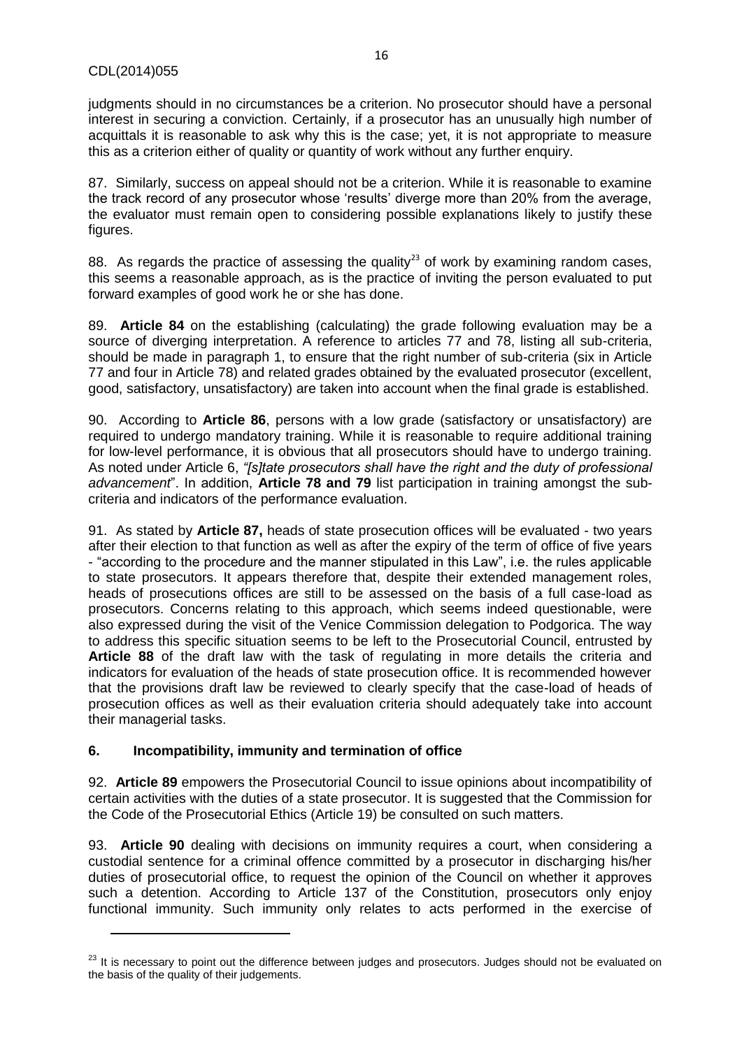judgments should in no circumstances be a criterion. No prosecutor should have a personal interest in securing a conviction. Certainly, if a prosecutor has an unusually high number of acquittals it is reasonable to ask why this is the case; yet, it is not appropriate to measure this as a criterion either of quality or quantity of work without any further enquiry.

87. Similarly, success on appeal should not be a criterion. While it is reasonable to examine the track record of any prosecutor whose 'results' diverge more than 20% from the average, the evaluator must remain open to considering possible explanations likely to justify these figures.

88. As regards the practice of assessing the quality[23] of work by examining random cases, this seems a reasonable approach, as is the practice of inviting the person evaluated to put forward examples of good work he or she has done.

89. **Article 84** on the establishing (calculating) the grade following evaluation may be a source of diverging interpretation. A reference to articles 77 and 78, listing all sub-criteria, should be made in paragraph 1, to ensure that the right number of sub-criteria (six in Article 77 and four in Article 78) and related grades obtained by the evaluated prosecutor (excellent, good, satisfactory, unsatisfactory) are taken into account when the final grade is established.

90. According to **Article 86**, persons with a low grade (satisfactory or unsatisfactory) are required to undergo mandatory training. While it is reasonable to require additional training for low-level performance, it is obvious that all prosecutors should have to undergo training. As noted under Article 6, *"[s]tate prosecutors shall have the right and the duty of professional advancement*". In addition, **Article 78 and 79** list participation in training amongst the sub-criteria and indicators of the performance evaluation.

91. As stated by **Article 87,** heads of state prosecution offices will be evaluated - two years after their election to that function as well as after the expiry of the term of office of five years - "according to the procedure and the manner stipulated in this Law", i.e. the rules applicable to state prosecutors. It appears therefore that, despite their extended management roles, heads of prosecutions offices are still to be assessed on the basis of a full case-load as prosecutors. Concerns relating to this approach, which seems indeed questionable, were also expressed during the visit of the Venice Commission delegation to Podgorica. The way to address this specific situation seems to be left to the Prosecutorial Council, entrusted by **Article 88** of the draft law with the task of regulating in more details the criteria and indicators for evaluation of the heads of state prosecution office. It is recommended however that the provisions draft law be reviewed to clearly specify that the case-load of heads of prosecution offices as well as their evaluation criteria should adequately take into account their managerial tasks.

## 6. Incompatibility, immunity and termination of office

92. **Article 89** empowers the Prosecutorial Council to issue opinions about incompatibility of certain activities with the duties of a state prosecutor. It is suggested that the Commission for the Code of the Prosecutorial Ethics (Article 19) be consulted on such matters.

93. **Article 90** dealing with decisions on immunity requires a court, when considering a custodial sentence for a criminal offence committed by a prosecutor in discharging his/her duties of prosecutorial office, to request the opinion of the Council on whether it approves such a detention. According to Article 137 of the Constitution, prosecutors only enjoy functional immunity. Such immunity only relates to acts performed in the exercise of

---

[23] It is necessary to point out the difference between judges and prosecutors. Judges should not be evaluated on the basis of the quality of their judgements.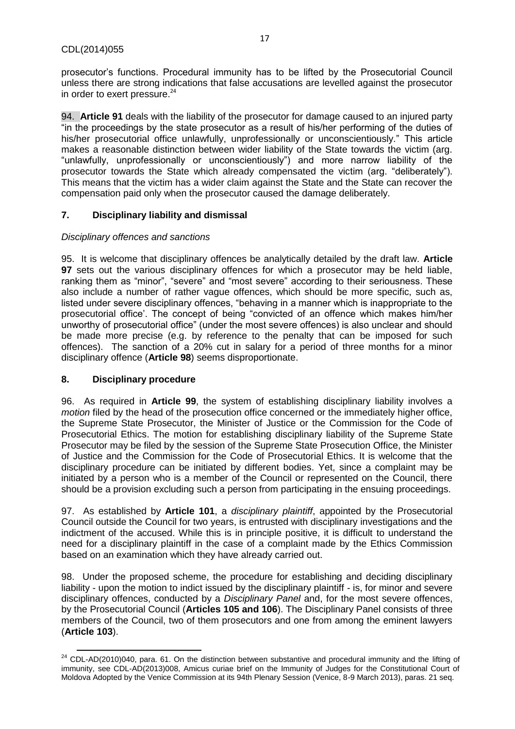prosecutor's functions. Procedural immunity has to be lifted by the Prosecutorial Council unless there are strong indications that false accusations are levelled against the prosecutor in order to exert pressure.[24]

94. **Article 91** deals with the liability of the prosecutor for damage caused to an injured party "in the proceedings by the state prosecutor as a result of his/her performing of the duties of his/her prosecutorial office unlawfully, unprofessionally or unconscientiously." This article makes a reasonable distinction between wider liability of the State towards the victim (arg. "unlawfully, unprofessionally or unconscientiously") and more narrow liability of the prosecutor towards the State which already compensated the victim (arg. "deliberately"). This means that the victim has a wider claim against the State and the State can recover the compensation paid only when the prosecutor caused the damage deliberately.

## 7. Disciplinary liability and dismissal

*Disciplinary offences and sanctions*

95. It is welcome that disciplinary offences be analytically detailed by the draft law. **Article 97** sets out the various disciplinary offences for which a prosecutor may be held liable, ranking them as "minor", "severe" and "most severe" according to their seriousness. These also include a number of rather vague offences, which should be more specific, such as, listed under severe disciplinary offences, "behaving in a manner which is inappropriate to the prosecutorial office'. The concept of being "convicted of an offence which makes him/her unworthy of prosecutorial office" (under the most severe offences) is also unclear and should be made more precise (e.g. by reference to the penalty that can be imposed for such offences). The sanction of a 20% cut in salary for a period of three months for a minor disciplinary offence (**Article 98**) seems disproportionate.

## 8. Disciplinary procedure

96. As required in **Article 99**, the system of establishing disciplinary liability involves a *motion* filed by the head of the prosecution office concerned or the immediately higher office, the Supreme State Prosecutor, the Minister of Justice or the Commission for the Code of Prosecutorial Ethics. The motion for establishing disciplinary liability of the Supreme State Prosecutor may be filed by the session of the Supreme State Prosecution Office, the Minister of Justice and the Commission for the Code of Prosecutorial Ethics. It is welcome that the disciplinary procedure can be initiated by different bodies. Yet, since a complaint may be initiated by a person who is a member of the Council or represented on the Council, there should be a provision excluding such a person from participating in the ensuing proceedings.

97. As established by **Article 101**, a *disciplinary plaintiff*, appointed by the Prosecutorial Council outside the Council for two years, is entrusted with disciplinary investigations and the indictment of the accused. While this is in principle positive, it is difficult to understand the need for a disciplinary plaintiff in the case of a complaint made by the Ethics Commission based on an examination which they have already carried out.

98. Under the proposed scheme, the procedure for establishing and deciding disciplinary liability - upon the motion to indict issued by the disciplinary plaintiff - is, for minor and severe disciplinary offences, conducted by a *Disciplinary Panel* and, for the most severe offences, by the Prosecutorial Council (**Articles 105 and 106**). The Disciplinary Panel consists of three members of the Council, two of them prosecutors and one from among the eminent lawyers (**Article 103**).

---

[24] CDL-AD(2010)040, para. 61. On the distinction between substantive and procedural immunity and the lifting of immunity, see CDL-AD(2013)008, Amicus curiae brief on the Immunity of Judges for the Constitutional Court of Moldova Adopted by the Venice Commission at its 94th Plenary Session (Venice, 8-9 March 2013), paras. 21 seq.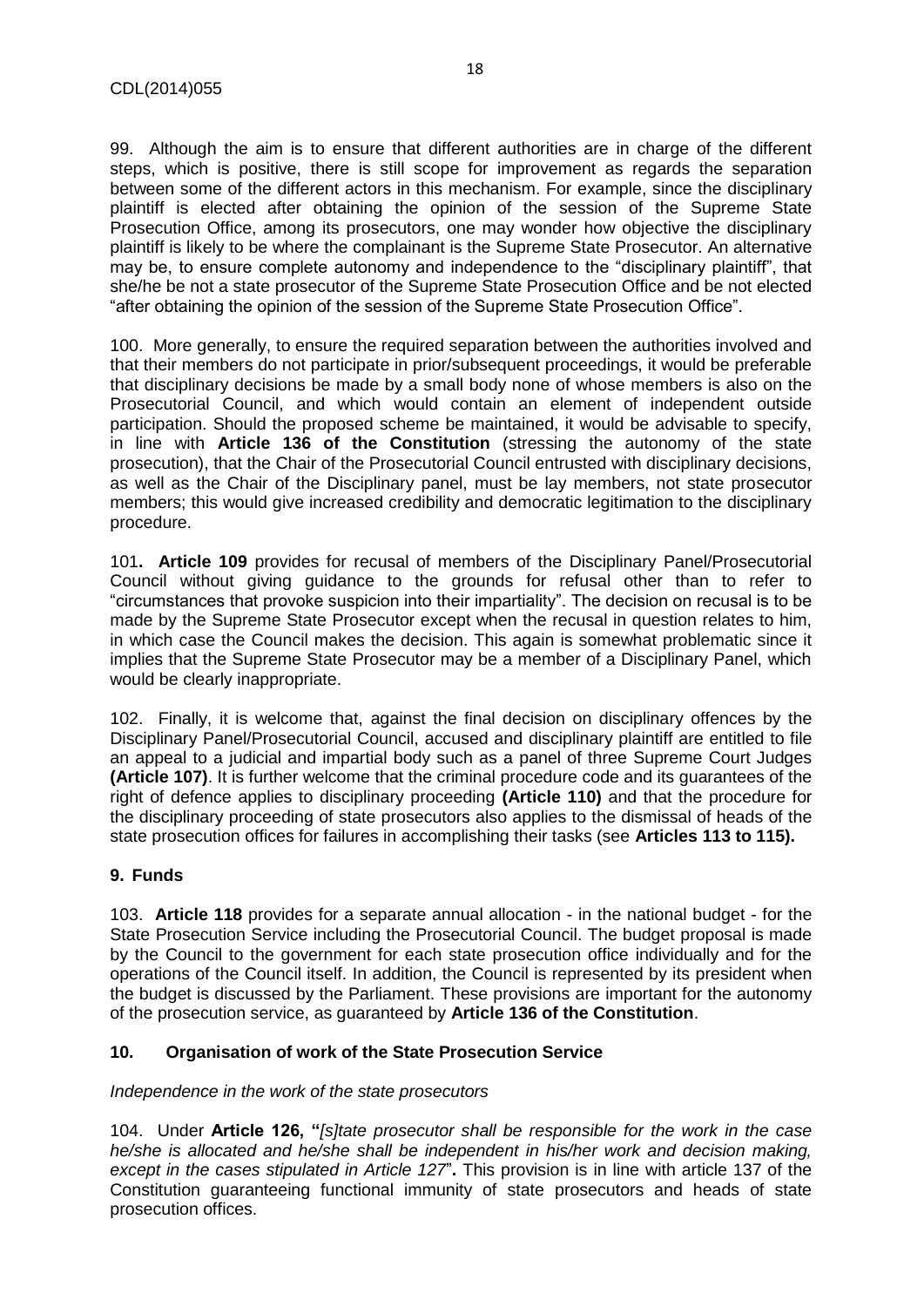99. Although the aim is to ensure that different authorities are in charge of the different steps, which is positive, there is still scope for improvement as regards the separation between some of the different actors in this mechanism. For example, since the disciplinary plaintiff is elected after obtaining the opinion of the session of the Supreme State Prosecution Office, among its prosecutors, one may wonder how objective the disciplinary plaintiff is likely to be where the complainant is the Supreme State Prosecutor. An alternative may be, to ensure complete autonomy and independence to the "disciplinary plaintiff", that she/he be not a state prosecutor of the Supreme State Prosecution Office and be not elected "after obtaining the opinion of the session of the Supreme State Prosecution Office".

100. More generally, to ensure the required separation between the authorities involved and that their members do not participate in prior/subsequent proceedings, it would be preferable that disciplinary decisions be made by a small body none of whose members is also on the Prosecutorial Council, and which would contain an element of independent outside participation. Should the proposed scheme be maintained, it would be advisable to specify, in line with **Article 136 of the Constitution** (stressing the autonomy of the state prosecution), that the Chair of the Prosecutorial Council entrusted with disciplinary decisions, as well as the Chair of the Disciplinary panel, must be lay members, not state prosecutor members; this would give increased credibility and democratic legitimation to the disciplinary procedure.

101**. Article 109** provides for recusal of members of the Disciplinary Panel/Prosecutorial Council without giving guidance to the grounds for refusal other than to refer to "circumstances that provoke suspicion into their impartiality". The decision on recusal is to be made by the Supreme State Prosecutor except when the recusal in question relates to him, in which case the Council makes the decision. This again is somewhat problematic since it implies that the Supreme State Prosecutor may be a member of a Disciplinary Panel, which would be clearly inappropriate.

102. Finally, it is welcome that, against the final decision on disciplinary offences by the Disciplinary Panel/Prosecutorial Council, accused and disciplinary plaintiff are entitled to file an appeal to a judicial and impartial body such as a panel of three Supreme Court Judges **(Article 107)**. It is further welcome that the criminal procedure code and its guarantees of the right of defence applies to disciplinary proceeding **(Article 110)** and that the procedure for the disciplinary proceeding of state prosecutors also applies to the dismissal of heads of the state prosecution offices for failures in accomplishing their tasks (see **Articles 113 to 115).**

## 9. Funds

103. **Article 118** provides for a separate annual allocation - in the national budget - for the State Prosecution Service including the Prosecutorial Council. The budget proposal is made by the Council to the government for each state prosecution office individually and for the operations of the Council itself. In addition, the Council is represented by its president when the budget is discussed by the Parliament. These provisions are important for the autonomy of the prosecution service, as guaranteed by **Article 136 of the Constitution**.

## 10. Organisation of work of the State Prosecution Service

*Independence in the work of the state prosecutors*

104. Under **Article 126, "***[s]tate prosecutor shall be responsible for the work in the case he/she is allocated and he/she shall be independent in his/her work and decision making, except in the cases stipulated in Article 127*"**.** This provision is in line with article 137 of the Constitution guaranteeing functional immunity of state prosecutors and heads of state prosecution offices.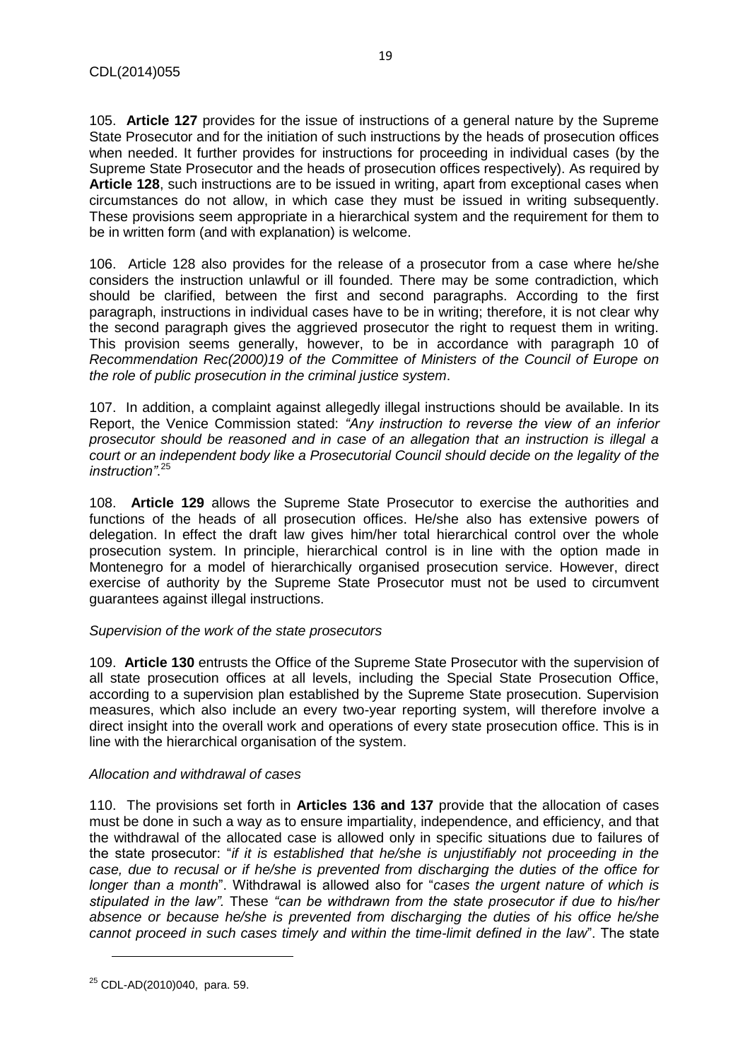105. **Article 127** provides for the issue of instructions of a general nature by the Supreme State Prosecutor and for the initiation of such instructions by the heads of prosecution offices when needed. It further provides for instructions for proceeding in individual cases (by the Supreme State Prosecutor and the heads of prosecution offices respectively). As required by **Article 128**, such instructions are to be issued in writing, apart from exceptional cases when circumstances do not allow, in which case they must be issued in writing subsequently. These provisions seem appropriate in a hierarchical system and the requirement for them to be in written form (and with explanation) is welcome.

106. Article 128 also provides for the release of a prosecutor from a case where he/she considers the instruction unlawful or ill founded. There may be some contradiction, which should be clarified, between the first and second paragraphs. According to the first paragraph, instructions in individual cases have to be in writing; therefore, it is not clear why the second paragraph gives the aggrieved prosecutor the right to request them in writing. This provision seems generally, however, to be in accordance with paragraph 10 of *Recommendation Rec(2000)19 of the Committee of Ministers of the Council of Europe on the role of public prosecution in the criminal justice system*.

107. In addition, a complaint against allegedly illegal instructions should be available. In its Report, the Venice Commission stated: *"Any instruction to reverse the view of an inferior prosecutor should be reasoned and in case of an allegation that an instruction is illegal a court or an independent body like a Prosecutorial Council should decide on the legality of the instruction"*.[25]

108. **Article 129** allows the Supreme State Prosecutor to exercise the authorities and functions of the heads of all prosecution offices. He/she also has extensive powers of delegation. In effect the draft law gives him/her total hierarchical control over the whole prosecution system. In principle, hierarchical control is in line with the option made in Montenegro for a model of hierarchically organised prosecution service. However, direct exercise of authority by the Supreme State Prosecutor must not be used to circumvent guarantees against illegal instructions.

*Supervision of the work of the state prosecutors*

109. **Article 130** entrusts the Office of the Supreme State Prosecutor with the supervision of all state prosecution offices at all levels, including the Special State Prosecution Office, according to a supervision plan established by the Supreme State prosecution. Supervision measures, which also include an every two-year reporting system, will therefore involve a direct insight into the overall work and operations of every state prosecution office. This is in line with the hierarchical organisation of the system.

*Allocation and withdrawal of cases*

110. The provisions set forth in **Articles 136 and 137** provide that the allocation of cases must be done in such a way as to ensure impartiality, independence, and efficiency, and that the withdrawal of the allocated case is allowed only in specific situations due to failures of the state prosecutor: "*if it is established that he/she is unjustifiably not proceeding in the case, due to recusal or if he/she is prevented from discharging the duties of the office for longer than a month*". Withdrawal is allowed also for "*cases the urgent nature of which is stipulated in the law"*. These *"can be withdrawn from the state prosecutor if due to his/her absence or because he/she is prevented from discharging the duties of his office he/she cannot proceed in such cases timely and within the time-limit defined in the law*". The state

[25] CDL-AD(2010)040, para. 59.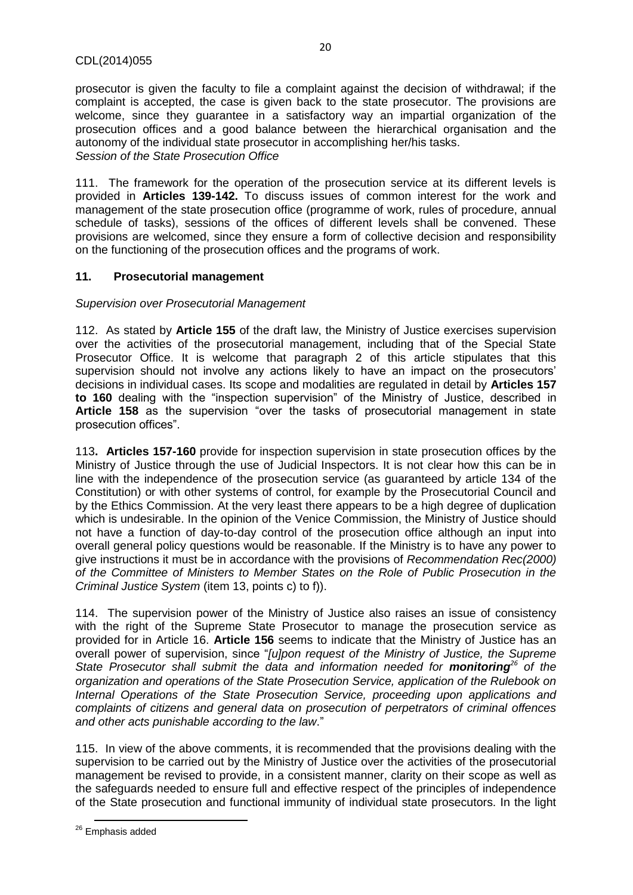prosecutor is given the faculty to file a complaint against the decision of withdrawal; if the complaint is accepted, the case is given back to the state prosecutor. The provisions are welcome, since they guarantee in a satisfactory way an impartial organization of the prosecution offices and a good balance between the hierarchical organisation and the autonomy of the individual state prosecutor in accomplishing her/his tasks.

*Session of the State Prosecution Office*

111. The framework for the operation of the prosecution service at its different levels is provided in **Articles 139-142.** To discuss issues of common interest for the work and management of the state prosecution office (programme of work, rules of procedure, annual schedule of tasks), sessions of the offices of different levels shall be convened. These provisions are welcomed, since they ensure a form of collective decision and responsibility on the functioning of the prosecution offices and the programs of work.

## 11. Prosecutorial management

*Supervision over Prosecutorial Management*

112. As stated by **Article 155** of the draft law, the Ministry of Justice exercises supervision over the activities of the prosecutorial management, including that of the Special State Prosecutor Office. It is welcome that paragraph 2 of this article stipulates that this supervision should not involve any actions likely to have an impact on the prosecutors' decisions in individual cases. Its scope and modalities are regulated in detail by **Articles 157 to 160** dealing with the "inspection supervision" of the Ministry of Justice, described in **Article 158** as the supervision "over the tasks of prosecutorial management in state prosecution offices".

113**. Articles 157-160** provide for inspection supervision in state prosecution offices by the Ministry of Justice through the use of Judicial Inspectors. It is not clear how this can be in line with the independence of the prosecution service (as guaranteed by article 134 of the Constitution) or with other systems of control, for example by the Prosecutorial Council and by the Ethics Commission. At the very least there appears to be a high degree of duplication which is undesirable. In the opinion of the Venice Commission, the Ministry of Justice should not have a function of day-to-day control of the prosecution office although an input into overall general policy questions would be reasonable. If the Ministry is to have any power to give instructions it must be in accordance with the provisions of *Recommendation Rec(2000) of the Committee of Ministers to Member States on the Role of Public Prosecution in the Criminal Justice System* (item 13, points c) to f)).

114. The supervision power of the Ministry of Justice also raises an issue of consistency with the right of the Supreme State Prosecutor to manage the prosecution service as provided for in Article 16. **Article 156** seems to indicate that the Ministry of Justice has an overall power of supervision, since "*[u]pon request of the Ministry of Justice, the Supreme State Prosecutor shall submit the data and information needed for **monitoring**[26] of the organization and operations of the State Prosecution Service, application of the Rulebook on Internal Operations of the State Prosecution Service, proceeding upon applications and complaints of citizens and general data on prosecution of perpetrators of criminal offences and other acts punishable according to the law*."

115. In view of the above comments, it is recommended that the provisions dealing with the supervision to be carried out by the Ministry of Justice over the activities of the prosecutorial management be revised to provide, in a consistent manner, clarity on their scope as well as the safeguards needed to ensure full and effective respect of the principles of independence of the State prosecution and functional immunity of individual state prosecutors. In the light

[26] Emphasis added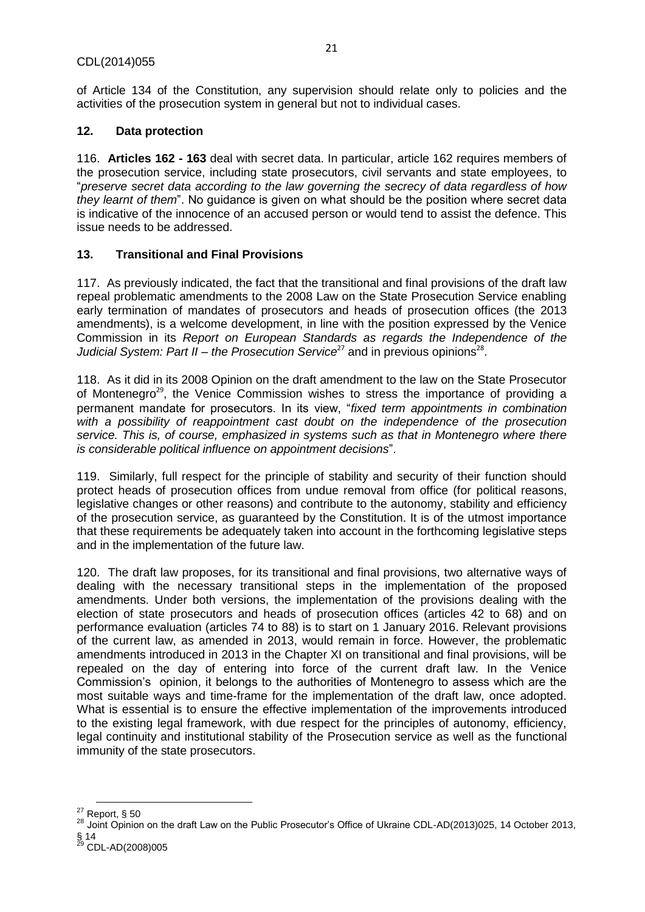of Article 134 of the Constitution, any supervision should relate only to policies and the activities of the prosecution system in general but not to individual cases.

## 12. Data protection

116. **Articles 162 - 163** deal with secret data. In particular, article 162 requires members of the prosecution service, including state prosecutors, civil servants and state employees, to "*preserve secret data according to the law governing the secrecy of data regardless of how they learnt of them*". No guidance is given on what should be the position where secret data is indicative of the innocence of an accused person or would tend to assist the defence. This issue needs to be addressed.

## 13. Transitional and Final Provisions

117. As previously indicated, the fact that the transitional and final provisions of the draft law repeal problematic amendments to the 2008 Law on the State Prosecution Service enabling early termination of mandates of prosecutors and heads of prosecution offices (the 2013 amendments), is a welcome development, in line with the position expressed by the Venice Commission in its *Report on European Standards as regards the Independence of the Judicial System: Part II – the Prosecution Service*[27] and in previous opinions[28].

118. As it did in its 2008 Opinion on the draft amendment to the law on the State Prosecutor of Montenegro[29], the Venice Commission wishes to stress the importance of providing a permanent mandate for prosecutors. In its view, "*fixed term appointments in combination with a possibility of reappointment cast doubt on the independence of the prosecution service. This is, of course, emphasized in systems such as that in Montenegro where there is considerable political influence on appointment decisions*".

119. Similarly, full respect for the principle of stability and security of their function should protect heads of prosecution offices from undue removal from office (for political reasons, legislative changes or other reasons) and contribute to the autonomy, stability and efficiency of the prosecution service, as guaranteed by the Constitution. It is of the utmost importance that these requirements be adequately taken into account in the forthcoming legislative steps and in the implementation of the future law.

120. The draft law proposes, for its transitional and final provisions, two alternative ways of dealing with the necessary transitional steps in the implementation of the proposed amendments. Under both versions, the implementation of the provisions dealing with the election of state prosecutors and heads of prosecution offices (articles 42 to 68) and on performance evaluation (articles 74 to 88) is to start on 1 January 2016. Relevant provisions of the current law, as amended in 2013, would remain in force. However, the problematic amendments introduced in 2013 in the Chapter XI on transitional and final provisions, will be repealed on the day of entering into force of the current draft law. In the Venice Commission's opinion, it belongs to the authorities of Montenegro to assess which are the most suitable ways and time-frame for the implementation of the draft law, once adopted. What is essential is to ensure the effective implementation of the improvements introduced to the existing legal framework, with due respect for the principles of autonomy, efficiency, legal continuity and institutional stability of the Prosecution service as well as the functional immunity of the state prosecutors.

---

[27] Report, § 50

[28] Joint Opinion on the draft Law on the Public Prosecutor's Office of Ukraine CDL-AD(2013)025, 14 October 2013, § 14

[29] CDL-AD(2008)005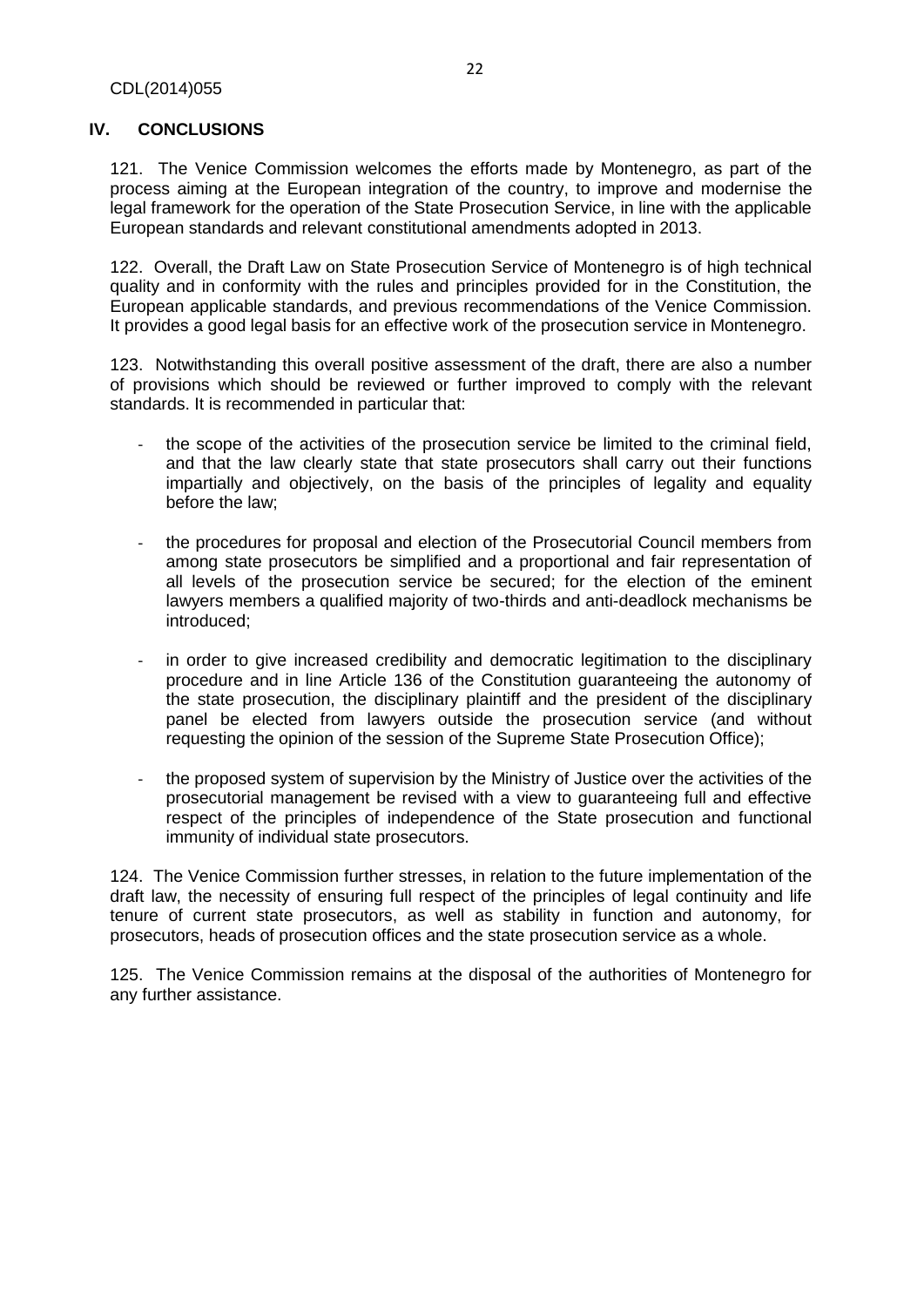## IV. CONCLUSIONS

121. The Venice Commission welcomes the efforts made by Montenegro, as part of the process aiming at the European integration of the country, to improve and modernise the legal framework for the operation of the State Prosecution Service, in line with the applicable European standards and relevant constitutional amendments adopted in 2013.

122. Overall, the Draft Law on State Prosecution Service of Montenegro is of high technical quality and in conformity with the rules and principles provided for in the Constitution, the European applicable standards, and previous recommendations of the Venice Commission. It provides a good legal basis for an effective work of the prosecution service in Montenegro.

123. Notwithstanding this overall positive assessment of the draft, there are also a number of provisions which should be reviewed or further improved to comply with the relevant standards. It is recommended in particular that:

- the scope of the activities of the prosecution service be limited to the criminal field, and that the law clearly state that state prosecutors shall carry out their functions impartially and objectively, on the basis of the principles of legality and equality before the law;

- the procedures for proposal and election of the Prosecutorial Council members from among state prosecutors be simplified and a proportional and fair representation of all levels of the prosecution service be secured; for the election of the eminent lawyers members a qualified majority of two-thirds and anti-deadlock mechanisms be introduced;

- in order to give increased credibility and democratic legitimation to the disciplinary procedure and in line Article 136 of the Constitution guaranteeing the autonomy of the state prosecution, the disciplinary plaintiff and the president of the disciplinary panel be elected from lawyers outside the prosecution service (and without requesting the opinion of the session of the Supreme State Prosecution Office);

- the proposed system of supervision by the Ministry of Justice over the activities of the prosecutorial management be revised with a view to guaranteeing full and effective respect of the principles of independence of the State prosecution and functional immunity of individual state prosecutors.

124. The Venice Commission further stresses, in relation to the future implementation of the draft law, the necessity of ensuring full respect of the principles of legal continuity and life tenure of current state prosecutors, as well as stability in function and autonomy, for prosecutors, heads of prosecution offices and the state prosecution service as a whole.

125. The Venice Commission remains at the disposal of the authorities of Montenegro for any further assistance.